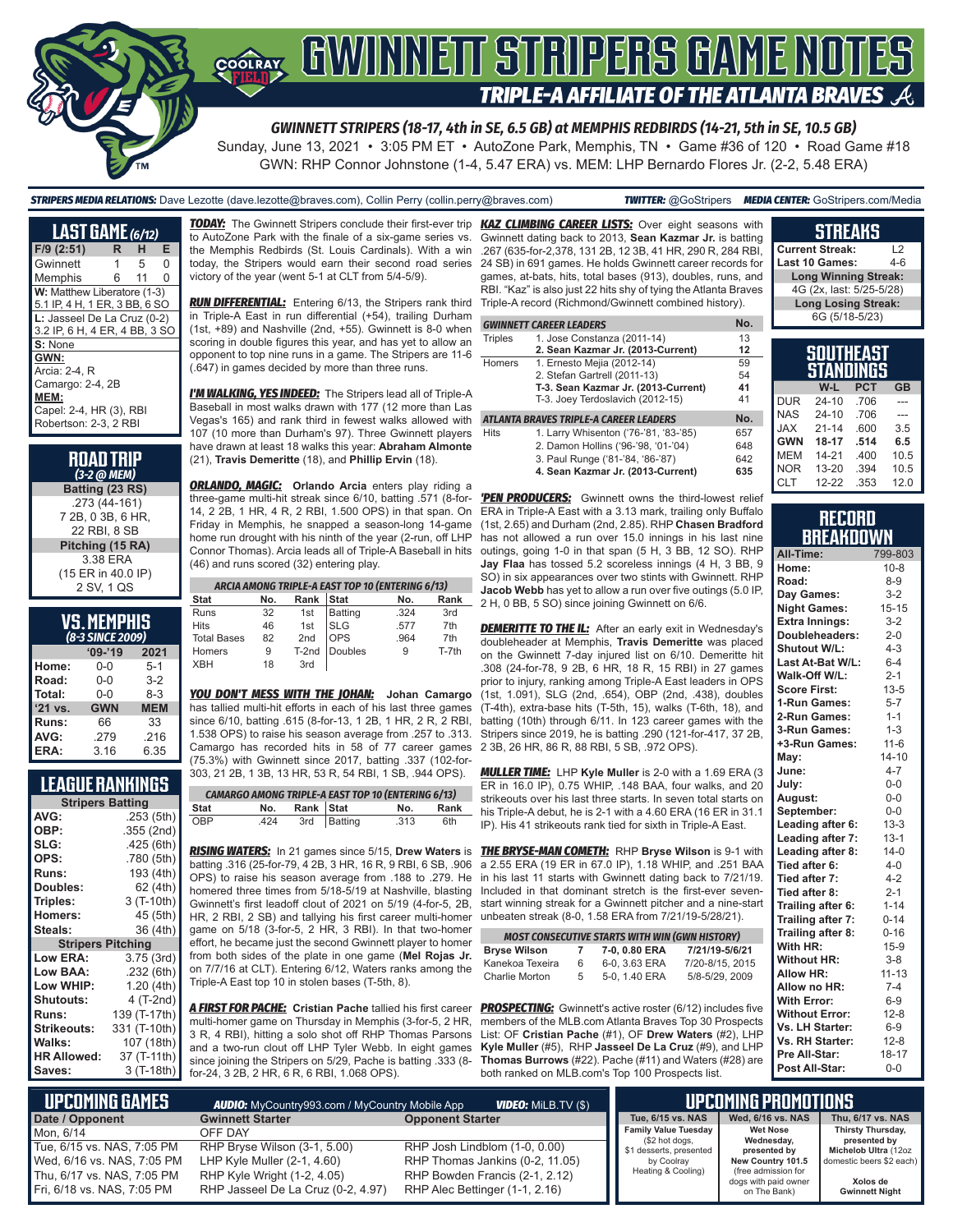# GWINNETT STRIPERS GAME NOTES

## TRIPLE-A AFFILIATE OF THE ATLANTA BRAVES

**GWINNETT STRIPERS (18-17, 4th in SE, 6.5 GB) at MEMPHIS REDBIRDS (14-21, 5th in SE, 10.5 GB)**

Sunday, June 13, 2021 • 3:05 PM ET • AutoZone Park, Memphis, TN • Game #36 of 120 • Road Game #18

GWN: RHP Connor Johnstone (1-4, 5.47 ERA) vs. MEM: LHP Bernardo Flores Jr. (2-2, 5.48 ERA)

**STRIPERS MEDIA RELATIONS:** Dave Lezotte (dave.lezotte@braves.com), Collin Perry (collin.perry@braves.com) **TWITTER:** @GoStripers **MEDIA CENTER:** GoStripers.com/Media

## LAST GAME (6/12)

| F/9 (2:51) | R | H | E |
|---|---|---|---|
| Gwinnett | 1 | 5 | 0 |
| Memphis | 6 | 11 | 0 |

**W:** Matthew Liberatore (1-3)
5.1 IP, 4 H, 1 ER, 3 BB, 6 SO

**L:** Jasseel De La Cruz (0-2)
3.2 IP, 6 H, 4 ER, 4 BB, 3 SO

**S:** None

**GWN:**
Arcia: 2-4, R
Camargo: 2-4, 2B

**MEM:**
Capel: 2-4, HR (3), RBI
Robertson: 2-3, 2 RBI

## ROAD TRIP
*(3-2 @ MEM)*

**Batting (23 RS)**
.273 (44-161)
7 2B, 0 3B, 6 HR,
22 RBI, 8 SB

**Pitching (15 RA)**
3.38 ERA
(15 ER in 40.0 IP)
2 SV, 1 QS

## VS. MEMPHIS
*(8-3 SINCE 2009)*

| | '09-'19 | 2021 |
|---|---|---|
| Home: | 0-0 | 5-1 |
| Road: | 0-0 | 3-2 |
| Total: | 0-0 | 8-3 |
| '21 vs. | GWN | MEM |
| Runs: | 66 | 33 |
| AVG: | .279 | .216 |
| ERA: | 3.16 | 6.35 |

## LEAGUE RANKINGS

| Stripers Batting | |
|---|---|
| AVG: | .253 (5th) |
| OBP: | .355 (2nd) |
| SLG: | .425 (6th) |
| OPS: | .780 (5th) |
| Runs: | 193 (4th) |
| Doubles: | 62 (4th) |
| Triples: | 3 (T-10th) |
| Homers: | 45 (5th) |
| Steals: | 36 (4th) |
| **Stripers Pitching** | |
| Low ERA: | 3.75 (3rd) |
| Low BAA: | .232 (6th) |
| Low WHIP: | 1.20 (4th) |
| Shutouts: | 4 (T-2nd) |
| Runs: | 139 (T-17th) |
| Strikeouts: | 331 (T-10th) |
| Walks: | 107 (18th) |
| HR Allowed: | 37 (T-11th) |
| Saves: | 3 (T-18th) |

**TODAY:** The Gwinnett Stripers conclude their first-ever trip to AutoZone Park with the finale of a six-game series vs. the Memphis Redbirds (St. Louis Cardinals). With a win today, the Stripers would earn their second road series victory of the year (went 5-1 at CLT from 5/4-5/9).

**RUN DIFFERENTIAL:** Entering 6/13, the Stripers rank third in Triple-A East in run differential (+54), trailing Durham (1st, +89) and Nashville (2nd, +55). Gwinnett is 8-0 when scoring in double figures this year, and has yet to allow an opponent to top nine runs in a game. The Stripers are 11-6 (.647) in games decided by more than three runs.

**I'M WALKING, YES INDEED:** The Stripers lead all of Triple-A Baseball in most walks drawn with 177 (12 more than Las Vegas's 165) and rank third in fewest walks allowed with 107 (10 more than Durham's 97). Three Gwinnett players have drawn at least 18 walks this year: **Abraham Almonte** (21), **Travis Demeritte** (18), and **Phillip Ervin** (18).

**ORLANDO, MAGIC:** **Orlando Arcia** enters play riding a three-game multi-hit streak since 6/10, batting .571 (8-for-14, 2 2B, 1 HR, 4 R, 2 RBI, 1.500 OPS) in that span. On Friday in Memphis, he snapped a season-long 14-game home run drought with his ninth of the year (2-run, off LHP Connor Thomas). Arcia leads all of Triple-A Baseball in hits (46) and runs scored (32) entering play.

| ARCIA AMONG TRIPLE-A EAST TOP 10 (ENTERING 6/13) | | | | | |
|---|---|---|---|---|---|
| **Stat** | **No.** | **Rank** | **Stat** | **No.** | **Rank** |
| Runs | 32 | 1st | Batting | .324 | 3rd |
| Hits | 46 | 1st | SLG | .577 | 7th |
| Total Bases | 82 | 2nd | OPS | .964 | 7th |
| Homers | 9 | T-2nd | Doubles | 9 | T-7th |
| XBH | 18 | 3rd | | | |

**YOU DON'T MESS WITH THE JOHAN:** **Johan Camargo** has tallied multi-hit efforts in each of his last three games since 6/10, batting .615 (8-for-13, 1 2B, 1 HR, 2 R, 2 RBI, 1.538 OPS) to raise his season average from .257 to .313. Camargo has recorded hits in 58 of 77 career games (75.3%) with Gwinnett since 2017, batting .337 (102-for-303, 21 2B, 1 3B, 13 HR, 53 R, 54 RBI, 1 SB, .944 OPS).

| CAMARGO AMONG TRIPLE-A EAST TOP 10 (ENTERING 6/13) | | | | | |
|---|---|---|---|---|---|
| **Stat** | **No.** | **Rank** | **Stat** | **No.** | **Rank** |
| OBP | .424 | 3rd | Batting | .313 | 6th |

**RISING WATERS:** In 21 games since 5/15, **Drew Waters** is batting .316 (25-for-79, 4 2B, 3 HR, 16 R, 9 RBI, 6 SB, .906 OPS) to raise his season average from .188 to .279. He homered three times from 5/18-5/19 at Nashville, blasting Gwinnett's first leadoff clout of 2021 on 5/19 (4-for-5, 2B, HR, 2 RBI, 2 SB) and tallying his first career multi-homer game on 5/18 (3-for-5, 2 HR, 3 RBI). In that two-homer effort, he became just the second Gwinnett player to homer from both sides of the plate in one game (**Mel Rojas Jr.** on 7/7/16 at CLT). Entering 6/12, Waters ranks among the Triple-A East top 10 in stolen bases (T-5th, 8).

**A FIRST FOR PACHE:** **Cristian Pache** tallied his first career multi-homer game on Thursday in Memphis (3-for-5, 2 HR, 3 R, 4 RBI), hitting a solo shot off RHP Thomas Parsons and a two-run clout off LHP Tyler Webb. In eight games since joining the Stripers on 5/29, Pache is batting .333 (8-for-24, 3 2B, 2 HR, 6 R, 6 RBI, 1.068 OPS).

**KAZ CLIMBING CAREER LISTS:** Over eight seasons with Gwinnett dating back to 2013, **Sean Kazmar Jr.** is batting .267 (635-for-2,378, 131 2B, 12 3B, 41 HR, 290 R, 284 RBI, 24 SB) in 691 games. He holds Gwinnett career records for games, at-bats, hits, total bases (913), doubles, runs, and RBI. "Kaz" is also just 22 hits shy of tying the Atlanta Braves Triple-A record (Richmond/Gwinnett combined history).

| GWINNETT CAREER LEADERS | | No. |
|---|---|---|
| Triples | 1. Jose Constanza (2011-14) | 13 |
| | **2. Sean Kazmar Jr. (2013-Current)** | **12** |
| Homers | 1. Ernesto Mejia (2012-14) | 59 |
| | 2. Stefan Gartrell (2011-13) | 54 |
| | **T-3. Sean Kazmar Jr. (2013-Current)** | **41** |
| | T-3. Joey Terdoslavich (2012-15) | 41 |
| **ATLANTA BRAVES TRIPLE-A CAREER LEADERS** | | **No.** |
| Hits | 1. Larry Whisenton ('76-'81, '83-'85) | 657 |
| | 2. Damon Hollins ('96-'98, '01-'04) | 648 |
| | 3. Paul Runge ('81-'84, '86-'87) | 642 |
| | **4. Sean Kazmar Jr. (2013-Current)** | **635** |

**'PEN PRODUCERS:** Gwinnett owns the third-lowest relief ERA in Triple-A East with a 3.13 mark, trailing only Buffalo (1st, 2.65) and Durham (2nd, 2.85). RHP **Chasen Bradford** has not allowed a run over 15.0 innings in his last nine outings, going 1-0 in that span (5 H, 3 BB, 12 SO). RHP **Jay Flaa** has tossed 5.2 scoreless innings (4 H, 3 BB, 9 SO) in six appearances over two stints with Gwinnett. RHP **Jacob Webb** has yet to allow a run over five outings (5.0 IP, 2 H, 0 BB, 5 SO) since joining Gwinnett on 6/6.

**DEMERITTE TO THE IL:** After an early exit in Wednesday's doubleheader at Memphis, **Travis Demeritte** was placed on the Gwinnett 7-day injured list on 6/10. Demeritte hit .308 (24-for-78, 9 2B, 6 HR, 18 R, 15 RBI) in 27 games prior to injury, ranking among Triple-A East leaders in OPS (1st, 1.091), SLG (2nd, .654), OBP (2nd, .438), doubles (T-4th), extra-base hits (T-5th, 15), walks (T-6th, 18), and batting (10th) through 6/11. In 123 career games with the Stripers since 2019, he is batting .290 (121-for-417, 37 2B, 2 3B, 26 HR, 86 R, 88 RBI, 5 SB, .972 OPS).

**MULLER TIME:** LHP **Kyle Muller** is 2-0 with a 1.69 ERA (3 ER in 16.0 IP), 0.75 WHIP, .148 BAA, four walks, and 20 strikeouts over his last three starts. In seven total starts on his Triple-A debut, he is 2-1 with a 4.60 ERA (16 ER in 31.1 IP). His 41 strikeouts rank tied for sixth in Triple-A East.

**THE BRYSE-MAN COMETH:** RHP **Bryse Wilson** is 9-1 with a 2.55 ERA (19 ER in 67.0 IP), 1.18 WHIP, and .251 BAA in his last 11 starts with Gwinnett dating back to 7/21/19. Included in that dominant stretch is the first-ever seven-start winning streak for a Gwinnett pitcher and a nine-start unbeaten streak (8-0, 1.58 ERA from 7/21/19-5/28/21).

| MOST CONSECUTIVE STARTS WITH WIN (GWN HISTORY) | | | |
|---|---|---|---|
| **Bryse Wilson** | **7** | **7-0, 0.80 ERA** | **7/21/19-5/6/21** |
| Kanekoa Texeira | 6 | 6-0, 3.63 ERA | 7/20-8/15, 2015 |
| Charlie Morton | 5 | 5-0, 1.40 ERA | 5/8-5/29, 2009 |

**PROSPECTING:** Gwinnett's active roster (6/12) includes five members of the MLB.com Atlanta Braves Top 30 Prospects List: OF **Cristian Pache** (#1), OF **Drew Waters** (#2), LHP **Kyle Muller** (#5), RHP **Jasseel De La Cruz** (#9), and LHP **Thomas Burrows** (#22). Pache (#11) and Waters (#28) are both ranked on MLB.com's Top 100 Prospects list.

## STREAKS

| | |
|---|---|
| Current Streak: | L2 |
| Last 10 Games: | 4-6 |
| **Long Winning Streak:** | |
| 4G (2x, last: 5/25-5/28) | |
| **Long Losing Streak:** | |
| 6G (5/18-5/23) | |

## SOUTHEAST STANDINGS

| | W-L | PCT | GB |
|---|---|---|---|
| DUR | 24-10 | .706 | --- |
| NAS | 24-10 | .706 | --- |
| JAX | 21-14 | .600 | 3.5 |
| **GWN** | **18-17** | **.514** | **6.5** |
| MEM | 14-21 | .400 | 10.5 |
| NOR | 13-20 | .394 | 10.5 |
| CLT | 12-22 | .353 | 12.0 |

## RECORD BREAKDOWN

| | |
|---|---|
| All-Time: | 799-803 |
| Home: | 10-8 |
| Road: | 8-9 |
| Day Games: | 3-2 |
| Night Games: | 15-15 |
| Extra Innings: | 3-2 |
| Doubleheaders: | 2-0 |
| Shutout W/L: | 4-3 |
| Last At-Bat W/L: | 6-4 |
| Walk-Off W/L: | 2-1 |
| Score First: | 13-5 |
| 1-Run Games: | 5-7 |
| 2-Run Games: | 1-1 |
| 3-Run Games: | 1-3 |
| +3-Run Games: | 11-6 |
| May: | 14-10 |
| June: | 4-7 |
| July: | 0-0 |
| August: | 0-0 |
| September: | 0-0 |
| Leading after 6: | 13-3 |
| Leading after 7: | 13-1 |
| Leading after 8: | 14-0 |
| Tied after 6: | 4-0 |
| Tied after 7: | 4-2 |
| Tied after 8: | 2-1 |
| Trailing after 6: | 1-14 |
| Trailing after 7: | 0-14 |
| Trailing after 8: | 0-16 |
| With HR: | 15-9 |
| Without HR: | 3-8 |
| Allow HR: | 11-13 |
| Allow no HR: | 7-4 |
| With Error: | 6-9 |
| Without Error: | 12-8 |
| Vs. LH Starter: | 6-9 |
| Vs. RH Starter: | 12-8 |
| Pre All-Star: | 18-17 |
| Post All-Star: | 0-0 |

## UPCOMING GAMES

**AUDIO:** MyCountry993.com / MyCountry Mobile App **VIDEO:** MiLB.TV ($)

| Date / Opponent | Gwinnett Starter | Opponent Starter |
|---|---|---|
| Mon, 6/14 | OFF DAY | |
| Tue, 6/15 vs. NAS, 7:05 PM | RHP Bryse Wilson (3-1, 5.00) | RHP Josh Lindblom (1-0, 0.00) |
| Wed, 6/16 vs. NAS, 7:05 PM | LHP Kyle Muller (2-1, 4.60) | RHP Thomas Jankins (0-2, 11.05) |
| Thu, 6/17 vs. NAS, 7:05 PM | RHP Kyle Wright (1-2, 4.05) | RHP Bowden Francis (2-1, 2.12) |
| Fri, 6/18 vs. NAS, 7:05 PM | RHP Jasseel De La Cruz (0-2, 4.97) | RHP Alec Bettinger (1-1, 2.16) |

## UPCOMING PROMOTIONS

| Tue, 6/15 vs. NAS | Wed, 6/16 vs. NAS | Thu, 6/17 vs. NAS |
|---|---|---|
| **Family Value Tuesday** ($2 hot dogs, $1 desserts, presented by Coolray Heating & Cooling) | **Wet Nose Wednesday, presented by New Country 101.5** (free admission for dogs with paid owner on The Bank) | **Thirsty Thursday, presented by Michelob Ultra** (12oz domestic beers $2 each) **Xolos de Gwinnett Night** |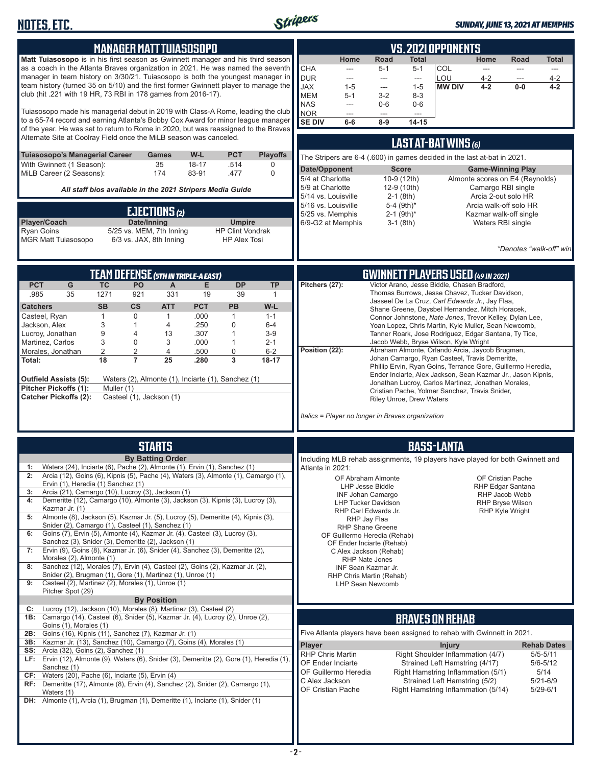# NOTES, ETC.

*SUNDAY, JUNE 13, 2021 AT MEMPHIS*

## MANAGER MATT TUIASOSOPO

**Matt Tuiasosopo** is in his first season as Gwinnett manager and his third season as a coach in the Atlanta Braves organization in 2021. He was named the seventh manager in team history on 3/30/21. Tuiasosopo is both the youngest manager in team history (turned 35 on 5/10) and the first former Gwinnett player to manage the club (hit .221 with 19 HR, 73 RBI in 178 games from 2016-17).

Tuiasosopo made his managerial debut in 2019 with Class-A Rome, leading the club to a 65-74 record and earning Atlanta's Bobby Cox Award for minor league manager of the year. He was set to return to Rome in 2020, but was reassigned to the Braves Alternate Site at Coolray Field once the MiLB season was canceled.

| Tuiasosopo's Managerial Career | Games | W-L | PCT | Playoffs |
|---|---|---|---|---|
| With Gwinnett (1 Season): | 35 | 18-17 | .514 | 0 |
| MiLB Career (2 Seasons): | 174 | 83-91 | .477 | 0 |

*All staff bios available in the 2021 Stripers Media Guide*

## EJECTIONS (2)

| Player/Coach | Date/Inning | Umpire |
|---|---|---|
| Ryan Goins | 5/25 vs. MEM, 7th Inning | HP Clint Vondrak |
| MGR Matt Tuiasosopo | 6/3 vs. JAX, 8th Inning | HP Alex Tosi |

## VS. 2021 OPPONENTS

| | Home | Road | Total | | Home | Road | Total |
|---|---|---|---|---|---|---|---|
| CHA | --- | 5-1 | 5-1 | COL | --- | --- | --- |
| DUR | --- | --- | --- | LOU | 4-2 | --- | 4-2 |
| JAX | 1-5 | --- | 1-5 | **MW DIV** | **4-2** | **0-0** | **4-2** |
| MEM | 5-1 | 3-2 | 8-3 | | | | |
| NAS | --- | 0-6 | 0-6 | | | | |
| NOR | --- | --- | --- | | | | |
| **SE DIV** | **6-6** | **8-9** | **14-15** | | | | |

## LAST AT-BAT WINS (6)

The Stripers are 6-4 (.600) in games decided in the last at-bat in 2021.

| Date/Opponent | Score | Game-Winning Play |
|---|---|---|
| 5/4 at Charlotte | 10-9 (12th) | Almonte scores on E4 (Reynolds) |
| 5/9 at Charlotte | 12-9 (10th) | Camargo RBI single |
| 5/14 vs. Louisville | 2-1 (8th) | Arcia 2-out solo HR |
| 5/16 vs. Louisville | 5-4 (9th)* | Arcia walk-off solo HR |
| 5/25 vs. Memphis | 2-1 (9th)* | Kazmar walk-off single |
| 6/9-G2 at Memphis | 3-1 (8th) | Waters RBI single |

*\*Denotes "walk-off" win*

## TEAM DEFENSE (5TH IN TRIPLE-A EAST)

| PCT | G | TC | PO | A | E | DP | TP |
|---|---|---|---|---|---|---|---|
| .985 | 35 | 1271 | 921 | 331 | 19 | 39 | 1 |

| Catchers | SB | CS | ATT | PCT | PB | W-L |
|---|---|---|---|---|---|---|
| Casteel, Ryan | 1 | 0 | 1 | .000 | 1 | 1-1 |
| Jackson, Alex | 3 | 1 | 4 | .250 | 0 | 6-4 |
| Lucroy, Jonathan | 9 | 4 | 13 | .307 | 1 | 3-9 |
| Martinez, Carlos | 3 | 0 | 3 | .000 | 1 | 2-1 |
| Morales, Jonathan | 2 | 2 | 4 | .500 | 0 | 6-2 |
| **Total:** | **18** | **7** | **25** | **.280** | **3** | **18-17** |

**Outfield Assists (5):** Waters (2), Almonte (1), Inciarte (1), Sanchez (1)
**Pitcher Pickoffs (1):** Muller (1)
**Catcher Pickoffs (2):** Casteel (1), Jackson (1)

## GWINNETT PLAYERS USED (49 IN 2021)

**Pitchers (27):** Victor Arano, Jesse Biddle, Chasen Bradford, Thomas Burrows, Jesse Chavez, Tucker Davidson, Jasseel De La Cruz, *Carl Edwards Jr.*, Jay Flaa, Shane Greene, Daysbel Hernandez, Mitch Horacek, Connor Johnstone, *Nate Jones*, Trevor Kelley, Dylan Lee, Yoan Lopez, Chris Martin, Kyle Muller, Sean Newcomb, Tanner Roark, Jose Rodriguez, Edgar Santana, Ty Tice, Jacob Webb, Bryse Wilson, Kyle Wright

**Position (22):** Abraham Almonte, Orlando Arcia, Jaycob Brugman, Johan Camargo, Ryan Casteel, Travis Demeritte, Phillip Ervin, Ryan Goins, Terrance Gore, Guillermo Heredia, Ender Inciarte, Alex Jackson, Sean Kazmar Jr., Jason Kipnis, Jonathan Lucroy, Carlos Martinez, Jonathan Morales, Cristian Pache, Yolmer Sanchez, Travis Snider, Riley Unroe, Drew Waters

*Italics = Player no longer in Braves organization*

## STARTS

**By Batting Order**

- **1:** Waters (24), Inciarte (6), Pache (2), Almonte (1), Ervin (1), Sanchez (1)
- **2:** Arcia (12), Goins (6), Kipnis (5), Pache (4), Waters (3), Almonte (1), Camargo (1), Ervin (1), Heredia (1) Sanchez (1)
- **3:** Arcia (21), Camargo (10), Lucroy (3), Jackson (1)
- **4:** Demeritte (12), Camargo (10), Almonte (3), Jackson (3), Kipnis (3), Lucroy (3), Kazmar Jr. (1)
- **5:** Almonte (8), Jackson (5), Kazmar Jr. (5), Lucroy (5), Demeritte (4), Kipnis (3), Snider (2), Camargo (1), Casteel (1), Sanchez (1)
- **6:** Goins (7), Ervin (5), Almonte (4), Kazmar Jr. (4), Casteel (3), Lucroy (3), Sanchez (3), Snider (3), Demeritte (2), Jackson (1)
- **7:** Ervin (9), Goins (8), Kazmar Jr. (6), Snider (4), Sanchez (3), Demeritte (2), Morales (2), Almonte (1)
- **8:** Sanchez (12), Morales (7), Ervin (4), Casteel (2), Goins (2), Kazmar Jr. (2), Snider (2), Brugman (1), Gore (1), Martinez (1), Unroe (1)
- **9:** Casteel (2), Martinez (2), Morales (1), Unroe (1) Pitcher Spot (29)

**By Position**

- **C:** Lucroy (12), Jackson (10), Morales (8), Martinez (3), Casteel (2)
- **1B:** Camargo (14), Casteel (6), Snider (5), Kazmar Jr. (4), Lucroy (2), Unroe (2), Goins (1), Morales (1)
- **2B:** Goins (16), Kipnis (11), Sanchez (7), Kazmar Jr. (1)
- **3B:** Kazmar Jr. (13), Sanchez (10), Camargo (7), Goins (4), Morales (1)
- **SS:** Arcia (32), Goins (2), Sanchez (1)
- **LF:** Ervin (12), Almonte (9), Waters (6), Snider (3), Demeritte (2), Gore (1), Heredia (1), Sanchez (1)
- **CF:** Waters (20), Pache (6), Inciarte (5), Ervin (4)
- **RF:** Demeritte (17), Almonte (8), Ervin (4), Sanchez (2), Snider (2), Camargo (1), Waters (1)
- **DH:** Almonte (1), Arcia (1), Brugman (1), Demeritte (1), Inciarte (1), Snider (1)

## BASS-LANTA

Including MLB rehab assignments, 19 players have played for both Gwinnett and Atlanta in 2021:

- OF Abraham Almonte
- LHP Jesse Biddle
- INF Johan Camargo
- LHP Tucker Davidson
- RHP Carl Edwards Jr.
- RHP Jay Flaa
- RHP Shane Greene
- OF Guillermo Heredia (Rehab)
- OF Ender Inciarte (Rehab)
- C Alex Jackson (Rehab)
- RHP Nate Jones
- INF Sean Kazmar Jr.
- RHP Chris Martin (Rehab)
- LHP Sean Newcomb
- OF Cristian Pache
- RHP Edgar Santana
- RHP Jacob Webb
- RHP Bryse Wilson
- RHP Kyle Wright

## BRAVES ON REHAB

Five Atlanta players have been assigned to rehab with Gwinnett in 2021.

| Player | Injury | Rehab Dates |
|---|---|---|
| RHP Chris Martin | Right Shoulder Inflammation (4/7) | 5/5-5/11 |
| OF Ender Inciarte | Strained Left Hamstring (4/17) | 5/6-5/12 |
| OF Guillermo Heredia | Right Hamstring Inflammation (5/1) | 5/14 |
| C Alex Jackson | Strained Left Hamstring (5/2) | 5/21-6/9 |
| OF Cristian Pache | Right Hamstring Inflammation (5/14) | 5/29-6/1 |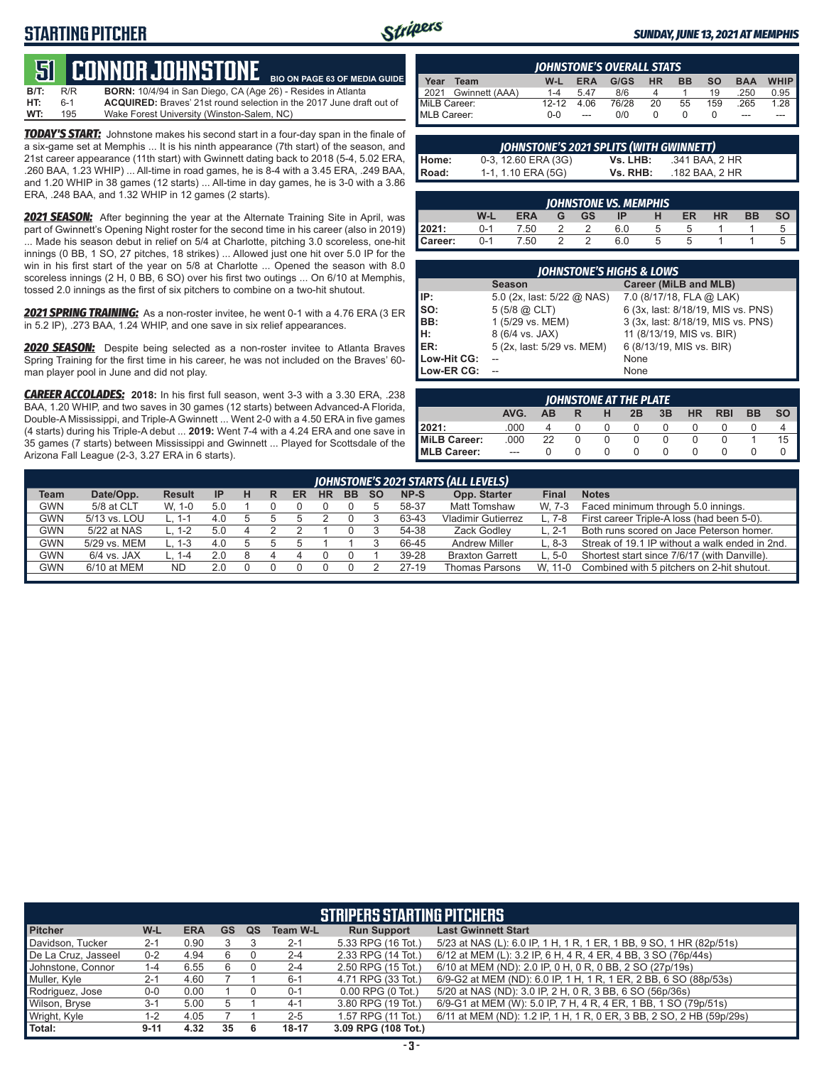## STARTING PITCHER

**SUNDAY, JUNE 13, 2021 AT MEMPHIS**

# 51 CONNOR JOHNSTONE

BIO ON PAGE 63 OF MEDIA GUIDE

**B/T:** R/R **BORN:** 10/4/94 in San Diego, CA (Age 26) - Resides in Atlanta
**HT:** 6-1 **ACQUIRED:** Braves' 21st round selection in the 2017 June draft out of
**WT:** 195 Wake Forest University (Winston-Salem, NC)

***TODAY'S START:*** Johnstone makes his second start in a four-day span in the finale of a six-game set at Memphis ... It is his ninth appearance (7th start) of the season, and 21st career appearance (11th start) with Gwinnett dating back to 2018 (5-4, 5.02 ERA, .260 BAA, 1.23 WHIP) ... All-time in road games, he is 8-4 with a 3.45 ERA, .249 BAA, and 1.20 WHIP in 38 games (12 starts) ... All-time in day games, he is 3-0 with a 3.86 ERA, .248 BAA, and 1.32 WHIP in 12 games (2 starts).

***2021 SEASON:*** After beginning the year at the Alternate Training Site in April, was part of Gwinnett's Opening Night roster for the second time in his career (also in 2019) ... Made his season debut in relief on 5/4 at Charlotte, pitching 3.0 scoreless, one-hit innings (0 BB, 1 SO, 27 pitches, 18 strikes) ... Allowed just one hit over 5.0 IP for the win in his first start of the year on 5/8 at Charlotte ... Opened the season with 8.0 scoreless innings (2 H, 0 BB, 6 SO) over his first two outings ... On 6/10 at Memphis, tossed 2.0 innings as the first of six pitchers to combine on a two-hit shutout.

***2021 SPRING TRAINING:*** As a non-roster invitee, he went 0-1 with a 4.76 ERA (3 ER in 5.2 IP), .273 BAA, 1.24 WHIP, and one save in six relief appearances.

***2020 SEASON:*** Despite being selected as a non-roster invitee to Atlanta Braves Spring Training for the first time in his career, he was not included on the Braves' 60-man player pool in June and did not play.

***CAREER ACCOLADES:*** **2018:** In his first full season, went 3-3 with a 3.30 ERA, .238 BAA, 1.20 WHIP, and two saves in 30 games (12 starts) between Advanced-A Florida, Double-A Mississippi, and Triple-A Gwinnett ... Went 2-0 with a 4.50 ERA in five games (4 starts) during his Triple-A debut ... **2019:** Went 7-4 with a 4.24 ERA and one save in 35 games (7 starts) between Mississippi and Gwinnett ... Played for Scottsdale of the Arizona Fall League (2-3, 3.27 ERA in 6 starts).

### JOHNSTONE'S OVERALL STATS

| Year | Team | W-L | ERA | G/GS | HR | BB | SO | BAA | WHIP |
|---|---|---|---|---|---|---|---|---|---|
| 2021 | Gwinnett (AAA) | 1-4 | 5.47 | 8/6 | 4 | 1 | 19 | .250 | 0.95 |
| MiLB Career: | | 12-12 | 4.06 | 76/28 | 20 | 55 | 159 | .265 | 1.28 |
| MLB Career: | | 0-0 | --- | 0/0 | 0 | 0 | 0 | --- | --- |

### JOHNSTONE'S 2021 SPLITS (WITH GWINNETT)

| | | | |
|---|---|---|---|
| Home: | 0-3, 12.60 ERA (3G) | Vs. LHB: | .341 BAA, 2 HR |
| Road: | 1-1, 1.10 ERA (5G) | Vs. RHB: | .182 BAA, 2 HR |

### JOHNSTONE VS. MEMPHIS

| | W-L | ERA | G | GS | IP | H | ER | HR | BB | SO |
|---|---|---|---|---|---|---|---|---|---|---|
| 2021: | 0-1 | 7.50 | 2 | 2 | 6.0 | 5 | 5 | 1 | 1 | 5 |
| Career: | 0-1 | 7.50 | 2 | 2 | 6.0 | 5 | 5 | 1 | 1 | 5 |

### JOHNSTONE'S HIGHS & LOWS

| | Season | Career (MiLB and MLB) |
|---|---|---|
| IP: | 5.0 (2x, last: 5/22 @ NAS) | 7.0 (8/17/18, FLA @ LAK) |
| SO: | 5 (5/8 @ CLT) | 6 (3x, last: 8/18/19, MIS vs. PNS) |
| BB: | 1 (5/29 vs. MEM) | 3 (3x, last: 8/18/19, MIS vs. PNS) |
| H: | 8 (6/4 vs. JAX) | 11 (8/13/19, MIS vs. BIR) |
| ER: | 5 (2x, last: 5/29 vs. MEM) | 6 (8/13/19, MIS vs. BIR) |
| Low-Hit CG: | -- | None |
| Low-ER CG: | -- | None |

### JOHNSTONE AT THE PLATE

| | AVG. | AB | R | H | 2B | 3B | HR | RBI | BB | SO |
|---|---|---|---|---|---|---|---|---|---|---|
| 2021: | .000 | 4 | 0 | 0 | 0 | 0 | 0 | 0 | 0 | 4 |
| MiLB Career: | .000 | 22 | 0 | 0 | 0 | 0 | 0 | 0 | 1 | 15 |
| MLB Career: | --- | 0 | 0 | 0 | 0 | 0 | 0 | 0 | 0 | 0 |

### JOHNSTONE'S 2021 STARTS (ALL LEVELS)

| Team | Date/Opp. | Result | IP | H | R | ER | HR | BB | SO | NP-S | Opp. Starter | Final | Notes |
|---|---|---|---|---|---|---|---|---|---|---|---|---|---|
| GWN | 5/8 at CLT | W, 1-0 | 5.0 | 1 | 0 | 0 | 0 | 0 | 5 | 58-37 | Matt Tomshaw | W, 7-3 | Faced minimum through 5.0 innings. |
| GWN | 5/13 vs. LOU | L, 1-1 | 4.0 | 5 | 5 | 5 | 2 | 0 | 3 | 63-43 | Vladimir Gutierrez | L, 7-8 | First career Triple-A loss (had been 5-0). |
| GWN | 5/22 at NAS | L, 1-2 | 5.0 | 4 | 2 | 2 | 1 | 0 | 3 | 54-38 | Zack Godley | L, 2-1 | Both runs scored on Jace Peterson homer. |
| GWN | 5/29 vs. MEM | L, 1-3 | 4.0 | 5 | 5 | 5 | 1 | 1 | 3 | 66-45 | Andrew Miller | L, 8-3 | Streak of 19.1 IP without a walk ended in 2nd. |
| GWN | 6/4 vs. JAX | L, 1-4 | 2.0 | 8 | 4 | 4 | 0 | 0 | 1 | 39-28 | Braxton Garrett | L, 5-0 | Shortest start since 7/6/17 (with Danville). |
| GWN | 6/10 at MEM | ND | 2.0 | 0 | 0 | 0 | 0 | 0 | 2 | 27-19 | Thomas Parsons | W, 11-0 | Combined with 5 pitchers on 2-hit shutout. |

### STRIPERS STARTING PITCHERS

| Pitcher | W-L | ERA | GS | QS | Team W-L | Run Support | Last Gwinnett Start |
|---|---|---|---|---|---|---|---|
| Davidson, Tucker | 2-1 | 0.90 | 3 | 3 | 2-1 | 5.33 RPG (16 Tot.) | 5/23 at NAS (L): 6.0 IP, 1 H, 1 R, 1 ER, 1 BB, 9 SO, 1 HR (82p/51s) |
| De La Cruz, Jasseel | 0-2 | 4.94 | 6 | 0 | 2-4 | 2.33 RPG (14 Tot.) | 6/12 at MEM (L): 3.2 IP, 6 H, 4 R, 4 ER, 4 BB, 3 SO (76p/44s) |
| Johnstone, Connor | 1-4 | 6.55 | 6 | 0 | 2-4 | 2.50 RPG (15 Tot.) | 6/10 at MEM (ND): 2.0 IP, 0 H, 0 R, 0 BB, 2 SO (27p/19s) |
| Muller, Kyle | 2-1 | 4.60 | 7 | 1 | 6-1 | 4.71 RPG (33 Tot.) | 6/9-G2 at MEM (ND): 6.0 IP, 1 H, 1 R, 1 ER, 2 BB, 6 SO (88p/53s) |
| Rodriguez, Jose | 0-0 | 0.00 | 1 | 0 | 0-1 | 0.00 RPG (0 Tot.) | 5/20 at NAS (ND): 3.0 IP, 2 H, 0 R, 3 BB, 6 SO (56p/36s) |
| Wilson, Bryse | 3-1 | 5.00 | 5 | 1 | 4-1 | 3.80 RPG (19 Tot.) | 6/9-G1 at MEM (W): 5.0 IP, 7 H, 4 R, 4 ER, 1 BB, 1 SO (79p/51s) |
| Wright, Kyle | 1-2 | 4.05 | 7 | 1 | 2-5 | 1.57 RPG (11 Tot.) | 6/11 at MEM (ND): 1.2 IP, 1 H, 1 R, 0 ER, 3 BB, 2 SO, 2 HB (59p/29s) |
| Total: | 9-11 | 4.32 | 35 | 6 | 18-17 | 3.09 RPG (108 Tot.) | |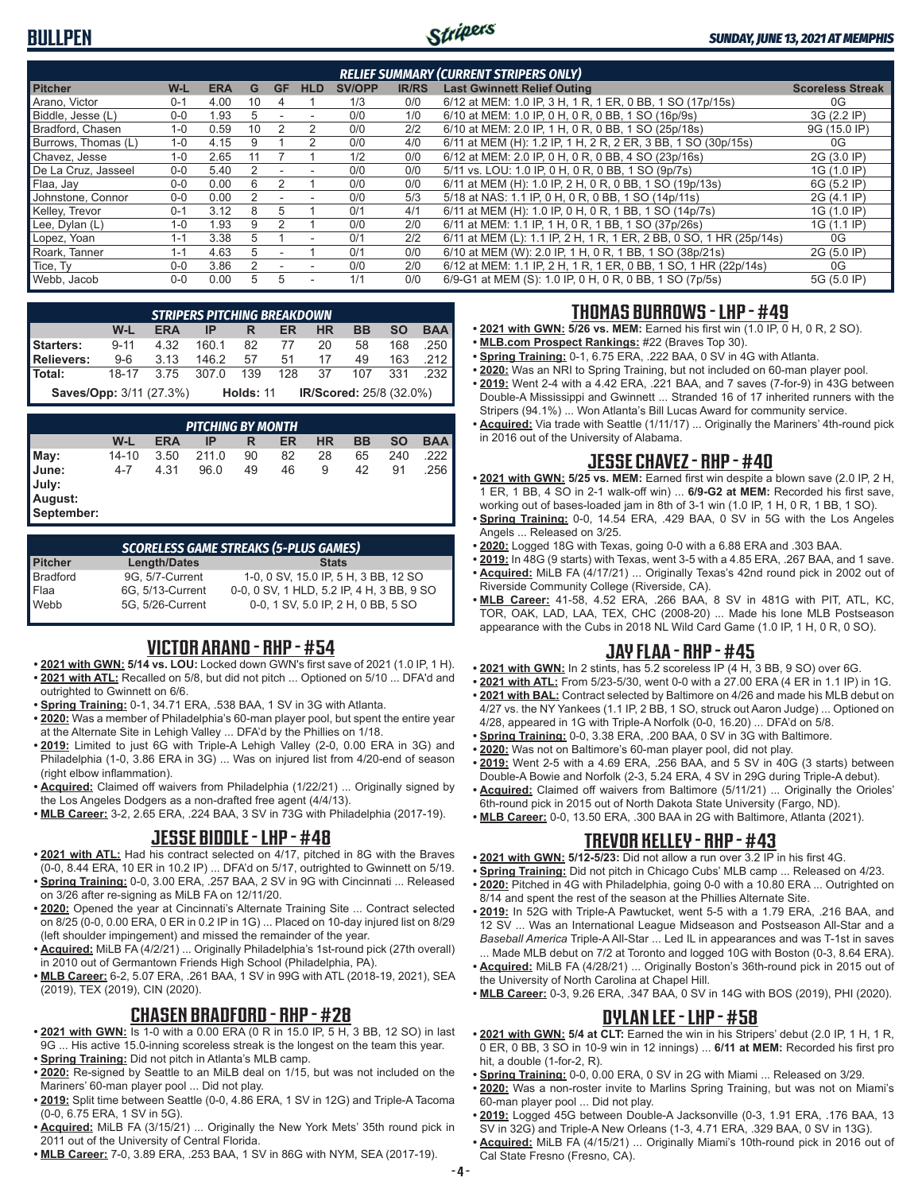## BULLPEN

*SUNDAY, JUNE 13, 2021 AT MEMPHIS*

### RELIEF SUMMARY (CURRENT STRIPERS ONLY)

| Pitcher | W-L | ERA | G | GF | HLD | SV/OPP | IR/RS | Last Gwinnett Relief Outing | Scoreless Streak |
|---|---|---|---|---|---|---|---|---|---|
| Arano, Victor | 0-1 | 4.00 | 10 | 4 | 1 | 1/3 | 0/0 | 6/12 at MEM: 1.0 IP, 3 H, 1 R, 1 ER, 0 BB, 1 SO (17p/15s) | 0G |
| Biddle, Jesse (L) | 0-0 | 1.93 | 5 | - | - | 0/0 | 1/0 | 6/10 at MEM: 1.0 IP, 0 H, 0 R, 0 BB, 1 SO (16p/9s) | 3G (2.2 IP) |
| Bradford, Chasen | 1-0 | 0.59 | 10 | 2 | 2 | 0/0 | 2/2 | 6/10 at MEM: 2.0 IP, 1 H, 0 R, 0 BB, 1 SO (25p/18s) | 9G (15.0 IP) |
| Burrows, Thomas (L) | 1-0 | 4.15 | 9 | 1 | 2 | 0/0 | 4/0 | 6/11 at MEM (H): 1.2 IP, 1 H, 2 R, 2 ER, 3 BB, 1 SO (30p/15s) | 0G |
| Chavez, Jesse | 1-0 | 2.65 | 11 | 7 | 1 | 1/2 | 0/0 | 6/12 at MEM: 2.0 IP, 0 H, 0 R, 0 BB, 4 SO (23p/16s) | 2G (3.0 IP) |
| De La Cruz, Jasseel | 0-0 | 5.40 | 2 | - | - | 0/0 | 0/0 | 5/11 vs. LOU: 1.0 IP, 0 H, 0 R, 0 BB, 1 SO (9p/7s) | 1G (1.0 IP) |
| Flaa, Jay | 0-0 | 0.00 | 6 | 2 | 1 | 0/0 | 0/0 | 6/11 at MEM (H): 1.0 IP, 2 H, 0 R, 0 BB, 1 SO (19p/13s) | 6G (5.2 IP) |
| Johnstone, Connor | 0-0 | 0.00 | 2 | - | - | 0/0 | 5/3 | 5/18 at NAS: 1.1 IP, 0 H, 0 R, 0 BB, 1 SO (14p/11s) | 2G (4.1 IP) |
| Kelley, Trevor | 0-1 | 3.12 | 8 | 5 | 1 | 0/1 | 4/1 | 6/11 at MEM (H): 1.0 IP, 0 H, 0 R, 1 BB, 1 SO (14p/7s) | 1G (1.0 IP) |
| Lee, Dylan (L) | 1-0 | 1.93 | 9 | 2 | 1 | 0/0 | 2/0 | 6/11 at MEM: 1.1 IP, 1 H, 0 R, 1 BB, 1 SO (37p/26s) | 1G (1.1 IP) |
| Lopez, Yoan | 1-1 | 3.38 | 5 | 1 | - | 0/1 | 2/2 | 6/11 at MEM (L): 1.1 IP, 2 H, 1 R, 1 ER, 2 BB, 0 SO, 1 HR (25p/14s) | 0G |
| Roark, Tanner | 1-1 | 4.63 | 5 | - | 1 | 0/1 | 0/0 | 6/10 at MEM (W): 2.0 IP, 1 H, 0 R, 1 BB, 1 SO (38p/21s) | 2G (5.0 IP) |
| Tice, Ty | 0-0 | 3.86 | 2 | - | - | 0/0 | 2/0 | 6/12 at MEM: 1.1 IP, 2 H, 1 R, 1 ER, 0 BB, 1 SO, 1 HR (22p/14s) | 0G |
| Webb, Jacob | 0-0 | 0.00 | 5 | 5 | - | 1/1 | 0/0 | 6/9-G1 at MEM (S): 1.0 IP, 0 H, 0 R, 0 BB, 1 SO (7p/5s) | 5G (5.0 IP) |

### STRIPERS PITCHING BREAKDOWN

| | W-L | ERA | IP | R | ER | HR | BB | SO | BAA |
|---|---|---|---|---|---|---|---|---|---|
| Starters: | 9-11 | 4.32 | 160.1 | 82 | 77 | 20 | 58 | 168 | .250 |
| Relievers: | 9-6 | 3.13 | 146.2 | 57 | 51 | 17 | 49 | 163 | .212 |
| Total: | 18-17 | 3.75 | 307.0 | 139 | 128 | 37 | 107 | 331 | .232 |

**Saves/Opp:** 3/11 (27.3%) **Holds:** 11 **IR/Scored:** 25/8 (32.0%)

### PITCHING BY MONTH

| | W-L | ERA | IP | R | ER | HR | BB | SO | BAA |
|---|---|---|---|---|---|---|---|---|---|
| May: | 14-10 | 3.50 | 211.0 | 90 | 82 | 28 | 65 | 240 | .222 |
| June: | 4-7 | 4.31 | 96.0 | 49 | 46 | 9 | 42 | 91 | .256 |
| July: | | | | | | | | | |
| August: | | | | | | | | | |
| September: | | | | | | | | | |

### SCORELESS GAME STREAKS (5-PLUS GAMES)

| Pitcher | Length/Dates | Stats |
|---|---|---|
| Bradford | 9G, 5/7-Current | 1-0, 0 SV, 15.0 IP, 5 H, 3 BB, 12 SO |
| Flaa | 6G, 5/13-Current | 0-0, 0 SV, 1 HLD, 5.2 IP, 4 H, 3 BB, 9 SO |
| Webb | 5G, 5/26-Current | 0-0, 1 SV, 5.0 IP, 2 H, 0 BB, 5 SO |

## VICTOR ARANO - RHP - #54

- **2021 with GWN: 5/14 vs. LOU:** Locked down GWN's first save of 2021 (1.0 IP, 1 H).
- **2021 with ATL:** Recalled on 5/8, but did not pitch ... Optioned on 5/10 ... DFA'd and outrighted to Gwinnett on 6/6.
- **Spring Training:** 0-1, 34.71 ERA, .538 BAA, 1 SV in 3G with Atlanta.
- **2020:** Was a member of Philadelphia's 60-man player pool, but spent the entire year at the Alternate Site in Lehigh Valley ... DFA'd by the Phillies on 1/18.
- **2019:** Limited to just 6G with Triple-A Lehigh Valley (2-0, 0.00 ERA in 3G) and Philadelphia (1-0, 3.86 ERA in 3G) ... Was on injured list from 4/20-end of season (right elbow inflammation).
- **Acquired:** Claimed off waivers from Philadelphia (1/22/21) ... Originally signed by the Los Angeles Dodgers as a non-drafted free agent (4/4/13).
- **MLB Career:** 3-2, 2.65 ERA, .224 BAA, 3 SV in 73G with Philadelphia (2017-19).

## JESSE BIDDLE - LHP - #48

- **2021 with ATL:** Had his contract selected on 4/17, pitched in 8G with the Braves (0-0, 8.44 ERA, 10 ER in 10.2 IP) ... DFA'd on 5/17, outrighted to Gwinnett on 5/19.
- **Spring Training:** 0-0, 3.00 ERA, .257 BAA, 2 SV in 9G with Cincinnati ... Released on 3/26 after re-signing as MiLB FA on 12/11/20.
- **2020:** Opened the year at Cincinnati's Alternate Training Site ... Contract selected on 8/25 (0-0, 0.00 ERA, 0 ER in 0.2 IP in 1G) ... Placed on 10-day injured list on 8/29 (left shoulder impingement) and missed the remainder of the year.
- **Acquired:** MiLB FA (4/2/21) ... Originally Philadelphia's 1st-round pick (27th overall) in 2010 out of Germantown Friends High School (Philadelphia, PA).
- **MLB Career:** 6-2, 5.07 ERA, .261 BAA, 1 SV in 99G with ATL (2018-19, 2021), SEA (2019), TEX (2019), CIN (2020).

## CHASEN BRADFORD - RHP - #28

- **2021 with GWN:** Is 1-0 with a 0.00 ERA (0 R in 15.0 IP, 5 H, 3 BB, 12 SO) in last 9G ... His active 15.0-inning scoreless streak is the longest on the team this year.
- **Spring Training:** Did not pitch in Atlanta's MLB camp.
- **2020:** Re-signed by Seattle to an MiLB deal on 1/15, but was not included on the Mariners' 60-man player pool ... Did not play.
- **2019:** Split time between Seattle (0-0, 4.86 ERA, 1 SV in 12G) and Triple-A Tacoma (0-0, 6.75 ERA, 1 SV in 5G).
- **Acquired:** MiLB FA (3/15/21) ... Originally the New York Mets' 35th round pick in 2011 out of the University of Central Florida.
- **MLB Career:** 7-0, 3.89 ERA, .253 BAA, 1 SV in 86G with NYM, SEA (2017-19).

## THOMAS BURROWS - LHP - #49

- **2021 with GWN: 5/26 vs. MEM:** Earned his first win (1.0 IP, 0 H, 0 R, 2 SO).
- **MLB.com Prospect Rankings:** #22 (Braves Top 30).
- **Spring Training:** 0-1, 6.75 ERA, .222 BAA, 0 SV in 4G with Atlanta.
- **2020:** Was an NRI to Spring Training, but not included on 60-man player pool.
- **2019:** Went 2-4 with a 4.42 ERA, .221 BAA, and 7 saves (7-for-9) in 43G between Double-A Mississippi and Gwinnett ... Stranded 16 of 17 inherited runners with the Stripers (94.1%) ... Won Atlanta's Bill Lucas Award for community service.
- **Acquired:** Via trade with Seattle (1/11/17) ... Originally the Mariners' 4th-round pick in 2016 out of the University of Alabama.

## JESSE CHAVEZ - RHP - #40

- **2021 with GWN: 5/25 vs. MEM:** Earned first win despite a blown save (2.0 IP, 2 H, 1 ER, 1 BB, 4 SO in 2-1 walk-off win) ... **6/9-G2 at MEM:** Recorded his first save, working out of bases-loaded jam in 8th of 3-1 win (1.0 IP, 1 H, 0 R, 1 BB, 1 SO).
- **Spring Training:** 0-0, 14.54 ERA, .429 BAA, 0 SV in 5G with the Los Angeles Angels ... Released on 3/25.
- **2020:** Logged 18G with Texas, going 0-0 with a 6.88 ERA and .303 BAA.
- **2019:** In 48G (9 starts) with Texas, went 3-5 with a 4.85 ERA, .267 BAA, and 1 save.
- **Acquired:** MiLB FA (4/17/21) ... Originally Texas's 42nd round pick in 2002 out of Riverside Community College (Riverside, CA).
- **MLB Career:** 41-58, 4.52 ERA, .266 BAA, 8 SV in 481G with PIT, ATL, KC, TOR, OAK, LAD, LAA, TEX, CHC (2008-20) ... Made his lone MLB Postseason appearance with the Cubs in 2018 NL Wild Card Game (1.0 IP, 1 H, 0 R, 0 SO).

## JAY FLAA - RHP - #45

- **2021 with GWN:** In 2 stints, has 5.2 scoreless IP (4 H, 3 BB, 9 SO) over 6G.
- **2021 with ATL:** From 5/23-5/30, went 0-0 with a 27.00 ERA (4 ER in 1.1 IP) in 1G.
- **2021 with BAL:** Contract selected by Baltimore on 4/26 and made his MLB debut on 4/27 vs. the NY Yankees (1.1 IP, 2 BB, 1 SO, struck out Aaron Judge) ... Optioned on 4/28, appeared in 1G with Triple-A Norfolk (0-0, 16.20) ... DFA'd on 5/8.
- **Spring Training:** 0-0, 3.38 ERA, .200 BAA, 0 SV in 3G with Baltimore.
- **2020:** Was not on Baltimore's 60-man player pool, did not play.
- **2019:** Went 2-5 with a 4.69 ERA, .256 BAA, and 5 SV in 40G (3 starts) between Double-A Bowie and Norfolk (2-3, 5.24 ERA, 4 SV in 29G during Triple-A debut).
- **Acquired:** Claimed off waivers from Baltimore (5/11/21) ... Originally the Orioles' 6th-round pick in 2015 out of North Dakota State University (Fargo, ND).
- **MLB Career:** 0-0, 13.50 ERA, .300 BAA in 2G with Baltimore, Atlanta (2021).

## TREVOR KELLEY - RHP - #43

- **2021 with GWN: 5/12-5/23:** Did not allow a run over 3.2 IP in his first 4G.
- **Spring Training:** Did not pitch in Chicago Cubs' MLB camp ... Released on 4/23.
- **2020:** Pitched in 4G with Philadelphia, going 0-0 with a 10.80 ERA ... Outrighted on 8/14 and spent the rest of the season at the Phillies Alternate Site.
- **2019:** In 52G with Triple-A Pawtucket, went 5-5 with a 1.79 ERA, .216 BAA, and 12 SV ... Was an International League Midseason and Postseason All-Star and a *Baseball America* Triple-A All-Star ... Led IL in appearances and was T-1st in saves ... Made MLB debut on 7/2 at Toronto and logged 10G with Boston (0-3, 8.64 ERA).
- **Acquired:** MiLB FA (4/28/21) ... Originally Boston's 36th-round pick in 2015 out of the University of North Carolina at Chapel Hill.
- **MLB Career:** 0-3, 9.26 ERA, .347 BAA, 0 SV in 14G with BOS (2019), PHI (2020).

## DYLAN LEE - LHP - #58

- **2021 with GWN: 5/4 at CLT:** Earned the win in his Stripers' debut (2.0 IP, 1 H, 1 R, 0 ER, 0 BB, 3 SO in 10-9 win in 12 innings) ... **6/11 at MEM:** Recorded his first pro hit, a double (1-for-2, R).
- **Spring Training:** 0-0, 0.00 ERA, 0 SV in 2G with Miami ... Released on 3/29.
- **2020:** Was a non-roster invite to Marlins Spring Training, but was not on Miami's 60-man player pool ... Did not play.
- **2019:** Logged 45G between Double-A Jacksonville (0-3, 1.91 ERA, .176 BAA, 13 SV in 32G) and Triple-A New Orleans (1-3, 4.71 ERA, .329 BAA, 0 SV in 13G).
- **Acquired:** MiLB FA (4/15/21) ... Originally Miami's 10th-round pick in 2016 out of Cal State Fresno (Fresno, CA).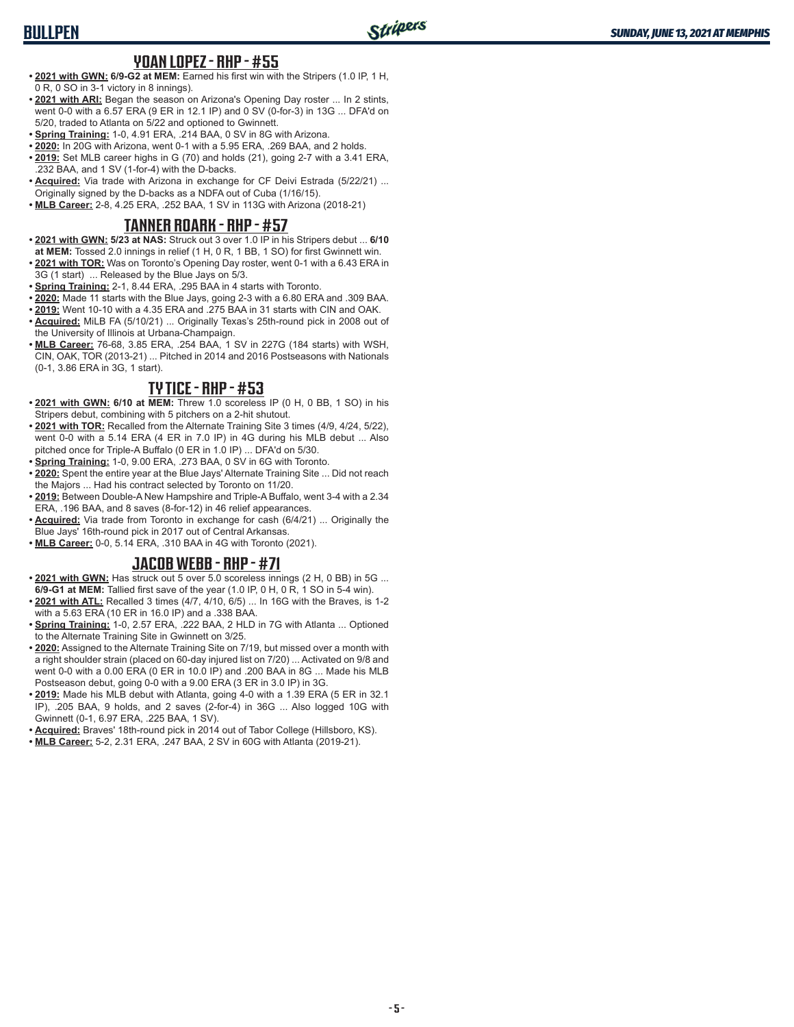## YOAN LOPEZ - RHP - #55

- **2021 with GWN: 6/9-G2 at MEM:** Earned his first win with the Stripers (1.0 IP, 1 H, 0 R, 0 SO in 3-1 victory in 8 innings).
- **2021 with ARI:** Began the season on Arizona's Opening Day roster ... In 2 stints, went 0-0 with a 6.57 ERA (9 ER in 12.1 IP) and 0 SV (0-for-3) in 13G ... DFA'd on 5/20, traded to Atlanta on 5/22 and optioned to Gwinnett.
- **Spring Training:** 1-0, 4.91 ERA, .214 BAA, 0 SV in 8G with Arizona.
- **2020:** In 20G with Arizona, went 0-1 with a 5.95 ERA, .269 BAA, and 2 holds.
- **2019:** Set MLB career highs in G (70) and holds (21), going 2-7 with a 3.41 ERA, .232 BAA, and 1 SV (1-for-4) with the D-backs.
- **Acquired:** Via trade with Arizona in exchange for CF Deivi Estrada (5/22/21) ... Originally signed by the D-backs as a NDFA out of Cuba (1/16/15).
- **MLB Career:** 2-8, 4.25 ERA, .252 BAA, 1 SV in 113G with Arizona (2018-21)

## TANNER ROARK - RHP - #57

- **2021 with GWN: 5/23 at NAS:** Struck out 3 over 1.0 IP in his Stripers debut ... **6/10 at MEM:** Tossed 2.0 innings in relief (1 H, 0 R, 1 BB, 1 SO) for first Gwinnett win.
- **2021 with TOR:** Was on Toronto's Opening Day roster, went 0-1 with a 6.43 ERA in 3G (1 start) ... Released by the Blue Jays on 5/3.
- **Spring Training:** 2-1, 8.44 ERA, .295 BAA in 4 starts with Toronto.
- **2020:** Made 11 starts with the Blue Jays, going 2-3 with a 6.80 ERA and .309 BAA.
- **2019:** Went 10-10 with a 4.35 ERA and .275 BAA in 31 starts with CIN and OAK.
- **Acquired:** MiLB FA (5/10/21) ... Originally Texas's 25th-round pick in 2008 out of the University of Illinois at Urbana-Champaign.
- **MLB Career:** 76-68, 3.85 ERA, .254 BAA, 1 SV in 227G (184 starts) with WSH, CIN, OAK, TOR (2013-21) ... Pitched in 2014 and 2016 Postseasons with Nationals (0-1, 3.86 ERA in 3G, 1 start).

## TY TICE - RHP - #53

- **2021 with GWN: 6/10 at MEM:** Threw 1.0 scoreless IP (0 H, 0 BB, 1 SO) in his Stripers debut, combining with 5 pitchers on a 2-hit shutout.
- **2021 with TOR:** Recalled from the Alternate Training Site 3 times (4/9, 4/24, 5/22), went 0-0 with a 5.14 ERA (4 ER in 7.0 IP) in 4G during his MLB debut ... Also pitched once for Triple-A Buffalo (0 ER in 1.0 IP) ... DFA'd on 5/30.
- **Spring Training:** 1-0, 9.00 ERA, .273 BAA, 0 SV in 6G with Toronto.
- **2020:** Spent the entire year at the Blue Jays' Alternate Training Site ... Did not reach the Majors ... Had his contract selected by Toronto on 11/20.
- **2019:** Between Double-A New Hampshire and Triple-A Buffalo, went 3-4 with a 2.34 ERA, .196 BAA, and 8 saves (8-for-12) in 46 relief appearances.
- **Acquired:** Via trade from Toronto in exchange for cash (6/4/21) ... Originally the Blue Jays' 16th-round pick in 2017 out of Central Arkansas.
- **MLB Career:** 0-0, 5.14 ERA, .310 BAA in 4G with Toronto (2021).

## JACOB WEBB - RHP - #71

- **2021 with GWN:** Has struck out 5 over 5.0 scoreless innings (2 H, 0 BB) in 5G ... **6/9-G1 at MEM:** Tallied first save of the year (1.0 IP, 0 H, 0 R, 1 SO in 5-4 win).
- **2021 with ATL:** Recalled 3 times (4/7, 4/10, 6/5) ... In 16G with the Braves, is 1-2 with a 5.63 ERA (10 ER in 16.0 IP) and a .338 BAA.
- **Spring Training:** 1-0, 2.57 ERA, .222 BAA, 2 HLD in 7G with Atlanta ... Optioned to the Alternate Training Site in Gwinnett on 3/25.
- **2020:** Assigned to the Alternate Training Site on 7/19, but missed over a month with a right shoulder strain (placed on 60-day injured list on 7/20) ... Activated on 9/8 and went 0-0 with a 0.00 ERA (0 ER in 10.0 IP) and .200 BAA in 8G ... Made his MLB Postseason debut, going 0-0 with a 9.00 ERA (3 ER in 3.0 IP) in 3G.
- **2019:** Made his MLB debut with Atlanta, going 4-0 with a 1.39 ERA (5 ER in 32.1 IP), .205 BAA, 9 holds, and 2 saves (2-for-4) in 36G ... Also logged 10G with Gwinnett (0-1, 6.97 ERA, .225 BAA, 1 SV).
- **Acquired:** Braves' 18th-round pick in 2014 out of Tabor College (Hillsboro, KS).
- **MLB Career:** 5-2, 2.31 ERA, .247 BAA, 2 SV in 60G with Atlanta (2019-21).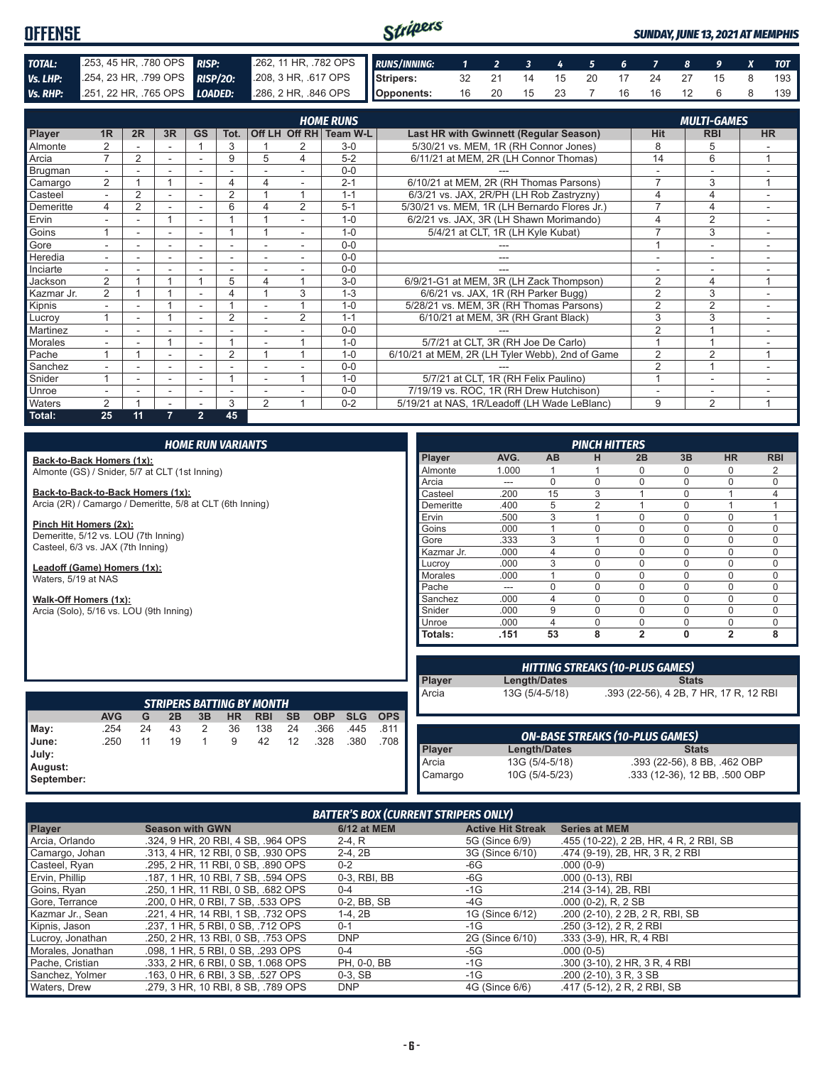# OFFENSE

*SUNDAY, JUNE 13, 2021 AT MEMPHIS*

| | | | |
|---|---|---|---|
| **TOTAL:** | .253, 45 HR, .780 OPS | **RISP:** | .262, 11 HR, .782 OPS |
| **Vs. LHP:** | .254, 23 HR, .799 OPS | **RISP/2O:** | .208, 3 HR, .617 OPS |
| **Vs. RHP:** | .251, 22 HR, .765 OPS | **LOADED:** | .286, 2 HR, .846 OPS |

| RUNS/INNING: | 1 | 2 | 3 | 4 | 5 | 6 | 7 | 8 | 9 | X | TOT |
|---|---|---|---|---|---|---|---|---|---|---|---|
| Stripers: | 32 | 21 | 14 | 15 | 20 | 17 | 24 | 27 | 15 | 8 | 193 |
| Opponents: | 16 | 20 | 15 | 23 | 7 | 16 | 16 | 12 | 6 | 8 | 139 |

## HOME RUNS / MULTI-GAMES

| Player | 1R | 2R | 3R | GS | Tot. | Off LH | Off RH | Team W-L | Last HR with Gwinnett (Regular Season) | Hit | RBI | HR |
|---|---|---|---|---|---|---|---|---|---|---|---|---|
| Almonte | 2 | - | - | 1 | 3 | 1 | 2 | 3-0 | 5/30/21 vs. MEM, 1R (RH Connor Jones) | 8 | 5 | - |
| Arcia | 7 | 2 | - | - | 9 | 5 | 4 | 5-2 | 6/11/21 at MEM, 2R (LH Connor Thomas) | 14 | 6 | 1 |
| Brugman | - | - | - | - | - | - | - | 0-0 | --- | - | - | - |
| Camargo | 2 | 1 | 1 | - | 4 | 4 | - | 2-1 | 6/10/21 at MEM, 2R (RH Thomas Parsons) | 7 | 3 | 1 |
| Casteel | - | 2 | - | - | 2 | 1 | 1 | 1-1 | 6/3/21 vs. JAX, 2R/PH (LH Rob Zastryzny) | 4 | 4 | - |
| Demeritte | 4 | 2 | - | - | 6 | 4 | 2 | 5-1 | 5/30/21 vs. MEM, 1R (LH Bernardo Flores Jr.) | 7 | 4 | - |
| Ervin | - | - | 1 | - | 1 | 1 | - | 1-0 | 6/2/21 vs. JAX, 3R (LH Shawn Morimando) | 4 | 2 | - |
| Goins | 1 | - | - | - | 1 | 1 | - | 1-0 | 5/4/21 at CLT, 1R (LH Kyle Kubat) | 7 | 3 | - |
| Gore | - | - | - | - | - | - | - | 0-0 | --- | 1 | - | - |
| Heredia | - | - | - | - | - | - | - | 0-0 | --- | - | - | - |
| Inciarte | - | - | - | - | - | - | - | 0-0 | --- | - | - | - |
| Jackson | 2 | 1 | 1 | 1 | 5 | 4 | 1 | 3-0 | 6/9/21-G1 at MEM, 3R (LH Zack Thompson) | 2 | 4 | 1 |
| Kazmar Jr. | 2 | 1 | 1 | - | 4 | 1 | 3 | 1-3 | 6/6/21 vs. JAX, 1R (RH Parker Bugg) | 2 | 3 | - |
| Kipnis | - | - | 1 | - | 1 | - | 1 | 1-0 | 5/28/21 vs. MEM, 3R (RH Thomas Parsons) | 2 | 2 | - |
| Lucroy | 1 | - | 1 | - | 2 | - | 2 | 1-1 | 6/10/21 at MEM, 3R (RH Grant Black) | 3 | 3 | - |
| Martinez | - | - | - | - | - | - | - | 0-0 | --- | 2 | 1 | - |
| Morales | - | - | 1 | - | 1 | - | 1 | 1-0 | 5/7/21 at CLT, 3R (RH Joe De Carlo) | 1 | 1 | - |
| Pache | 1 | 1 | - | - | 2 | 1 | 1 | 1-0 | 6/10/21 at MEM, 2R (LH Tyler Webb), 2nd of Game | 2 | 2 | 1 |
| Sanchez | - | - | - | - | - | - | - | 0-0 | --- | 2 | 1 | - |
| Snider | 1 | - | - | - | 1 | - | 1 | 1-0 | 5/7/21 at CLT, 1R (RH Felix Paulino) | 1 | - | - |
| Unroe | - | - | - | - | - | - | - | 0-0 | 7/19/19 vs. ROC, 1R (RH Drew Hutchison) | - | - | - |
| Waters | 2 | 1 | - | - | 3 | 2 | 1 | 0-2 | 5/19/21 at NAS, 1R/Leadoff (LH Wade LeBlanc) | 9 | 2 | 1 |
| **Total:** | **25** | **11** | **7** | **2** | **45** | | | | | | | |

## HOME RUN VARIANTS

**Back-to-Back Homers (1x):**
Almonte (GS) / Snider, 5/7 at CLT (1st Inning)

**Back-to-Back-to-Back Homers (1x):**
Arcia (2R) / Camargo / Demeritte, 5/8 at CLT (6th Inning)

**Pinch Hit Homers (2x):**
Demeritte, 5/12 vs. LOU (7th Inning)
Casteel, 6/3 vs. JAX (7th Inning)

**Leadoff (Game) Homers (1x):**
Waters, 5/19 at NAS

**Walk-Off Homers (1x):**
Arcia (Solo), 5/16 vs. LOU (9th Inning)

## PINCH HITTERS

| Player | AVG. | AB | H | 2B | 3B | HR | RBI |
|---|---|---|---|---|---|---|---|
| Almonte | 1.000 | 1 | 1 | 0 | 0 | 0 | 2 |
| Arcia | --- | 0 | 0 | 0 | 0 | 0 | 0 |
| Casteel | .200 | 15 | 3 | 1 | 0 | 1 | 4 |
| Demeritte | .400 | 5 | 2 | 1 | 0 | 1 | 1 |
| Ervin | .500 | 3 | 1 | 0 | 0 | 0 | 1 |
| Goins | .000 | 1 | 0 | 0 | 0 | 0 | 0 |
| Gore | .333 | 3 | 1 | 0 | 0 | 0 | 0 |
| Kazmar Jr. | .000 | 4 | 0 | 0 | 0 | 0 | 0 |
| Lucroy | .000 | 3 | 0 | 0 | 0 | 0 | 0 |
| Morales | .000 | 1 | 0 | 0 | 0 | 0 | 0 |
| Pache | --- | 0 | 0 | 0 | 0 | 0 | 0 |
| Sanchez | .000 | 4 | 0 | 0 | 0 | 0 | 0 |
| Snider | .000 | 9 | 0 | 0 | 0 | 0 | 0 |
| Unroe | .000 | 4 | 0 | 0 | 0 | 0 | 0 |
| **Totals:** | **.151** | **53** | **8** | **2** | **0** | **2** | **8** |

## HITTING STREAKS (10-PLUS GAMES)

| Player | Length/Dates | Stats |
|---|---|---|
| Arcia | 13G (5/4-5/18) | .393 (22-56), 4 2B, 7 HR, 17 R, 12 RBI |

## STRIPERS BATTING BY MONTH

| | AVG | G | 2B | 3B | HR | RBI | SB | OBP | SLG | OPS |
|---|---|---|---|---|---|---|---|---|---|---|
| May: | .254 | 24 | 43 | 2 | 36 | 138 | 24 | .366 | .445 | .811 |
| June: | .250 | 11 | 19 | 1 | 9 | 42 | 12 | .328 | .380 | .708 |
| July: | | | | | | | | | | |
| August: | | | | | | | | | | |
| September: | | | | | | | | | | |

## ON-BASE STREAKS (10-PLUS GAMES)

| Player | Length/Dates | Stats |
|---|---|---|
| Arcia | 13G (5/4-5/18) | .393 (22-56), 8 BB, .462 OBP |
| Camargo | 10G (5/4-5/23) | .333 (12-36), 12 BB, .500 OBP |

## BATTER'S BOX (CURRENT STRIPERS ONLY)

| Player | Season with GWN | 6/12 at MEM | Active Hit Streak | Series at MEM |
|---|---|---|---|---|
| Arcia, Orlando | .324, 9 HR, 20 RBI, 4 SB, .964 OPS | 2-4, R | 5G (Since 6/9) | .455 (10-22), 2 2B, HR, 4 R, 2 RBI, SB |
| Camargo, Johan | .313, 4 HR, 12 RBI, 0 SB, .930 OPS | 2-4, 2B | 3G (Since 6/10) | .474 (9-19), 2B, HR, 3 R, 2 RBI |
| Casteel, Ryan | .295, 2 HR, 11 RBI, 0 SB, .890 OPS | 0-2 | -6G | .000 (0-9) |
| Ervin, Phillip | .187, 1 HR, 10 RBI, 7 SB, .594 OPS | 0-3, RBI, BB | -6G | .000 (0-13), RBI |
| Goins, Ryan | .250, 1 HR, 11 RBI, 0 SB, .682 OPS | 0-4 | -1G | .214 (3-14), 2B, RBI |
| Gore, Terrance | .200, 0 HR, 0 RBI, 7 SB, .533 OPS | 0-2, BB, SB | -4G | .000 (0-2), R, 2 SB |
| Kazmar Jr., Sean | .221, 4 HR, 14 RBI, 1 SB, .732 OPS | 1-4, 2B | 1G (Since 6/12) | .200 (2-10), 2 2B, 2 R, RBI, SB |
| Kipnis, Jason | .237, 1 HR, 5 RBI, 0 SB, .712 OPS | 0-1 | -1G | .250 (3-12), 2 R, 2 RBI |
| Lucroy, Jonathan | .250, 2 HR, 13 RBI, 0 SB, .753 OPS | DNP | 2G (Since 6/10) | .333 (3-9), HR, R, 4 RBI |
| Morales, Jonathan | .098, 1 HR, 5 RBI, 0 SB, .293 OPS | 0-4 | -5G | .000 (0-5) |
| Pache, Cristian | .333, 2 HR, 6 RBI, 0 SB, 1.068 OPS | PH, 0-0, BB | -1G | .300 (3-10), 2 HR, 3 R, 4 RBI |
| Sanchez, Yolmer | .163, 0 HR, 6 RBI, 3 SB, .527 OPS | 0-3, SB | -1G | .200 (2-10), 3 R, 3 SB |
| Waters, Drew | .279, 3 HR, 10 RBI, 8 SB, .789 OPS | DNP | 4G (Since 6/6) | .417 (5-12), 2 R, 2 RBI, SB |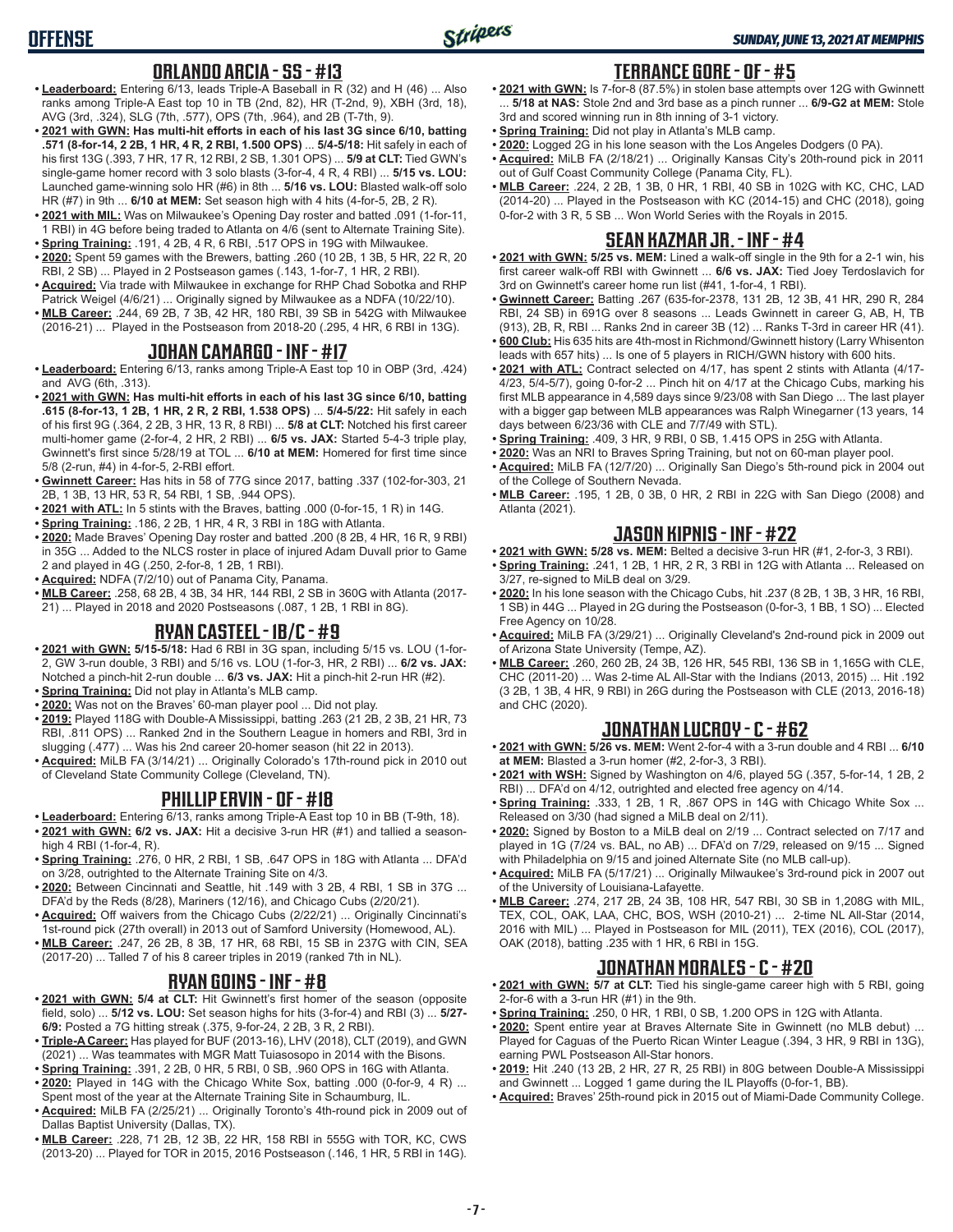## ORLANDO ARCIA - SS - #13

- **Leaderboard:** Entering 6/13, leads Triple-A Baseball in R (32) and H (46) ... Also ranks among Triple-A East top 10 in TB (2nd, 82), HR (T-2nd, 9), XBH (3rd, 18), AVG (3rd, .324), SLG (7th, .577), OPS (7th, .964), and 2B (T-7th, 9).
- **2021 with GWN: Has multi-hit efforts in each of his last 3G since 6/10, batting .571 (8-for-14, 2 2B, 1 HR, 4 R, 2 RBI, 1.500 OPS)** ... **5/4-5/18:** Hit safely in each of his first 13G (.393, 7 HR, 17 R, 12 RBI, 2 SB, 1.301 OPS) ... **5/9 at CLT:** Tied GWN's single-game homer record with 3 solo blasts (3-for-4, 4 R, 4 RBI) ... **5/15 vs. LOU:** Launched game-winning solo HR (#6) in 8th ... **5/16 vs. LOU:** Blasted walk-off solo HR (#7) in 9th ... **6/10 at MEM:** Set season high with 4 hits (4-for-5, 2B, 2 R).
- **2021 with MIL:** Was on Milwaukee's Opening Day roster and batted .091 (1-for-11, 1 RBI) in 4G before being traded to Atlanta on 4/6 (sent to Alternate Training Site).
- **Spring Training:** .191, 4 2B, 4 R, 6 RBI, .517 OPS in 19G with Milwaukee.
- **2020:** Spent 59 games with the Brewers, batting .260 (10 2B, 1 3B, 5 HR, 22 R, 20 RBI, 2 SB) ... Played in 2 Postseason games (.143, 1-for-7, 1 HR, 2 RBI).
- **Acquired:** Via trade with Milwaukee in exchange for RHP Chad Sobotka and RHP Patrick Weigel (4/6/21) ... Originally signed by Milwaukee as a NDFA (10/22/10).
- **MLB Career:** .244, 69 2B, 7 3B, 42 HR, 180 RBI, 39 SB in 542G with Milwaukee (2016-21) ... Played in the Postseason from 2018-20 (.295, 4 HR, 6 RBI in 13G).

## JOHAN CAMARGO - INF - #17

- **Leaderboard:** Entering 6/13, ranks among Triple-A East top 10 in OBP (3rd, .424) and AVG (6th, .313).
- **2021 with GWN: Has multi-hit efforts in each of his last 3G since 6/10, batting .615 (8-for-13, 1 2B, 1 HR, 2 R, 2 RBI, 1.538 OPS)** ... **5/4-5/22:** Hit safely in each of his first 9G (.364, 2 2B, 3 HR, 13 R, 8 RBI) ... **5/8 at CLT:** Notched his first career multi-homer game (2-for-4, 2 HR, 2 RBI) ... **6/5 vs. JAX:** Started 5-4-3 triple play, Gwinnett's first since 5/28/19 at TOL ... **6/10 at MEM:** Homered for first time since 5/8 (2-run, #4) in 4-for-5, 2-RBI effort.
- **Gwinnett Career:** Has hits in 58 of 77G since 2017, batting .337 (102-for-303, 21 2B, 1 3B, 13 HR, 53 R, 54 RBI, 1 SB, .944 OPS).
- **2021 with ATL:** In 5 stints with the Braves, batting .000 (0-for-15, 1 R) in 14G.
- **Spring Training:** .186, 2 2B, 1 HR, 4 R, 3 RBI in 18G with Atlanta.
- **2020:** Made Braves' Opening Day roster and batted .200 (8 2B, 4 HR, 16 R, 9 RBI) in 35G ... Added to the NLCS roster in place of injured Adam Duvall prior to Game 2 and played in 4G (.250, 2-for-8, 1 2B, 1 RBI).
- **Acquired:** NDFA (7/2/10) out of Panama City, Panama.
- **MLB Career:** .258, 68 2B, 4 3B, 34 HR, 144 RBI, 2 SB in 360G with Atlanta (2017-21) ... Played in 2018 and 2020 Postseasons (.087, 1 2B, 1 RBI in 8G).

## RYAN CASTEEL - 1B/C - #9

- **2021 with GWN:** **5/15-5/18:** Had 6 RBI in 3G span, including 5/15 vs. LOU (1-for-2, GW 3-run double, 3 RBI) and 5/16 vs. LOU (1-for-3, HR, 2 RBI) ... **6/2 vs. JAX:** Notched a pinch-hit 2-run double ... **6/3 vs. JAX:** Hit a pinch-hit 2-run HR (#2).
- **Spring Training:** Did not play in Atlanta's MLB camp.
- **2020:** Was not on the Braves' 60-man player pool ... Did not play.
- **2019:** Played 118G with Double-A Mississippi, batting .263 (21 2B, 2 3B, 21 HR, 73 RBI, .811 OPS) ... Ranked 2nd in the Southern League in homers and RBI, 3rd in slugging (.477) ... Was his 2nd career 20-homer season (hit 22 in 2013).
- **Acquired:** MiLB FA (3/14/21) ... Originally Colorado's 17th-round pick in 2010 out of Cleveland State Community College (Cleveland, TN).

## PHILLIP ERVIN - OF - #18

- **Leaderboard:** Entering 6/13, ranks among Triple-A East top 10 in BB (T-9th, 18).
- **2021 with GWN: 6/2 vs. JAX:** Hit a decisive 3-run HR (#1) and tallied a season-high 4 RBI (1-for-4, R).
- **Spring Training:** .276, 0 HR, 2 RBI, 1 SB, .647 OPS in 18G with Atlanta ... DFA'd on 3/28, outrighted to the Alternate Training Site on 4/3.
- **2020:** Between Cincinnati and Seattle, hit .149 with 3 2B, 4 RBI, 1 SB in 37G ... DFA'd by the Reds (8/28), Mariners (12/16), and Chicago Cubs (2/20/21).
- **Acquired:** Off waivers from the Chicago Cubs (2/22/21) ... Originally Cincinnati's 1st-round pick (27th overall) in 2013 out of Samford University (Homewood, AL).
- **MLB Career:** .247, 26 2B, 8 3B, 17 HR, 68 RBI, 15 SB in 237G with CIN, SEA (2017-20) ... Talled 7 of his 8 career triples in 2019 (ranked 7th in NL).

## RYAN GOINS - INF - #8

- **2021 with GWN: 5/4 at CLT:** Hit Gwinnett's first homer of the season (opposite field, solo) ... **5/12 vs. LOU:** Set season highs for hits (3-for-4) and RBI (3) ... **5/27-6/9:** Posted a 7G hitting streak (.375, 9-for-24, 2 2B, 3 R, 2 RBI).
- **Triple-A Career:** Has played for BUF (2013-16), LHV (2018), CLT (2019), and GWN (2021) ... Was teammates with MGR Matt Tuiasosopo in 2014 with the Bisons.
- **Spring Training:** .391, 2 2B, 0 HR, 5 RBI, 0 SB, .960 OPS in 16G with Atlanta.
- **2020:** Played in 14G with the Chicago White Sox, batting .000 (0-for-9, 4 R) ... Spent most of the year at the Alternate Training Site in Schaumburg, IL.
- **Acquired:** MiLB FA (2/25/21) ... Originally Toronto's 4th-round pick in 2009 out of Dallas Baptist University (Dallas, TX).
- **MLB Career:** .228, 71 2B, 12 3B, 22 HR, 158 RBI in 555G with TOR, KC, CWS (2013-20) ... Played for TOR in 2015, 2016 Postseason (.146, 1 HR, 5 RBI in 14G).

## TERRANCE GORE - OF - #5

- **2021 with GWN:** Is 7-for-8 (87.5%) in stolen base attempts over 12G with Gwinnett ... **5/18 at NAS:** Stole 2nd and 3rd base as a pinch runner ... **6/9-G2 at MEM:** Stole 3rd and scored winning run in 8th inning of 3-1 victory.
- **Spring Training:** Did not play in Atlanta's MLB camp.
- **2020:** Logged 2G in his lone season with the Los Angeles Dodgers (0 PA).
- **Acquired:** MiLB FA (2/18/21) ... Originally Kansas City's 20th-round pick in 2011 out of Gulf Coast Community College (Panama City, FL).
- **MLB Career:** .224, 2 2B, 1 3B, 0 HR, 1 RBI, 40 SB in 102G with KC, CHC, LAD (2014-20) ... Played in the Postseason with KC (2014-15) and CHC (2018), going 0-for-2 with 3 R, 5 SB ... Won World Series with the Royals in 2015.

## SEAN KAZMAR JR. - INF - #4

- **2021 with GWN: 5/25 vs. MEM:** Lined a walk-off single in the 9th for a 2-1 win, his first career walk-off RBI with Gwinnett ... **6/6 vs. JAX:** Tied Joey Terdoslavich for 3rd on Gwinnett's career home run list (#41, 1-for-4, 1 RBI).
- **Gwinnett Career:** Batting .267 (635-for-2378, 131 2B, 12 3B, 41 HR, 290 R, 284 RBI, 24 SB) in 691G over 8 seasons ... Leads Gwinnett in career G, AB, H, TB (913), 2B, R, RBI ... Ranks 2nd in career 3B (12) ... Ranks T-3rd in career HR (41).
- **600 Club:** His 635 hits are 4th-most in Richmond/Gwinnett history (Larry Whisenton leads with 657 hits) ... Is one of 5 players in RICH/GWN history with 600 hits.
- **2021 with ATL:** Contract selected on 4/17, has spent 2 stints with Atlanta (4/17-4/23, 5/4-5/7), going 0-for-2 ... Pinch hit on 4/17 at the Chicago Cubs, marking his first MLB appearance in 4,589 days since 9/23/08 with San Diego ... The last player with a bigger gap between MLB appearances was Ralph Winegarner (13 years, 14 days between 6/23/36 with CLE and 7/7/49 with STL).
- **Spring Training:** .409, 3 HR, 9 RBI, 0 SB, 1.415 OPS in 25G with Atlanta.
- **2020:** Was an NRI to Braves Spring Training, but not on 60-man player pool.
- **Acquired:** MiLB FA (12/7/20) ... Originally San Diego's 5th-round pick in 2004 out of the College of Southern Nevada.
- **MLB Career:** .195, 1 2B, 0 3B, 0 HR, 2 RBI in 22G with San Diego (2008) and Atlanta (2021).

## JASON KIPNIS - INF - #22

- **2021 with GWN: 5/28 vs. MEM:** Belted a decisive 3-run HR (#1, 2-for-3, 3 RBI).
- **Spring Training:** .241, 1 2B, 1 HR, 2 R, 3 RBI in 12G with Atlanta ... Released on 3/27, re-signed to MiLB deal on 3/29.
- **2020:** In his lone season with the Chicago Cubs, hit .237 (8 2B, 1 3B, 3 HR, 16 RBI, 1 SB) in 44G ... Played in 2G during the Postseason (0-for-3, 1 BB, 1 SO) ... Elected Free Agency on 10/28.
- **Acquired:** MiLB FA (3/29/21) ... Originally Cleveland's 2nd-round pick in 2009 out of Arizona State University (Tempe, AZ).
- **MLB Career:** .260, 260 2B, 24 3B, 126 HR, 545 RBI, 136 SB in 1,165G with CLE, CHC (2011-20) ... Was 2-time AL All-Star with the Indians (2013, 2015) ... Hit .192 (3 2B, 1 3B, 4 HR, 9 RBI) in 26G during the Postseason with CLE (2013, 2016-18) and CHC (2020).

## JONATHAN LUCROY - C - #62

- **2021 with GWN: 5/26 vs. MEM:** Went 2-for-4 with a 3-run double and 4 RBI ... **6/10 at MEM:** Blasted a 3-run homer (#2, 2-for-3, 3 RBI).
- **2021 with WSH:** Signed by Washington on 4/6, played 5G (.357, 5-for-14, 1 2B, 2 RBI) ... DFA'd on 4/12, outrighted and elected free agency on 4/14.
- **Spring Training:** .333, 1 2B, 1 R, .867 OPS in 14G with Chicago White Sox ... Released on 3/30 (had signed a MiLB deal on 2/11).
- **2020:** Signed by Boston to a MiLB deal on 2/19 ... Contract selected on 7/17 and played in 1G (7/24 vs. BAL, no AB) ... DFA'd on 7/29, released on 9/15 ... Signed with Philadelphia on 9/15 and joined Alternate Site (no MLB call-up).
- **Acquired:** MiLB FA (5/17/21) ... Originally Milwaukee's 3rd-round pick in 2007 out of the University of Louisiana-Lafayette.
- **MLB Career:** .274, 217 2B, 24 3B, 108 HR, 547 RBI, 30 SB in 1,208G with MIL, TEX, COL, OAK, LAA, CHC, BOS, WSH (2010-21) ... 2-time NL All-Star (2014, 2016 with MIL) ... Played in Postseason for MIL (2011), TEX (2016), COL (2017), OAK (2018), batting .235 with 1 HR, 6 RBI in 15G.

## JONATHAN MORALES - C - #20

- **2021 with GWN: 5/7 at CLT:** Tied his single-game career high with 5 RBI, going 2-for-6 with a 3-run HR (#1) in the 9th.
- **Spring Training:** .250, 0 HR, 1 RBI, 0 SB, 1.200 OPS in 12G with Atlanta.
- **2020:** Spent entire year at Braves Alternate Site in Gwinnett (no MLB debut) ... Played for Caguas of the Puerto Rican Winter League (.394, 3 HR, 9 RBI in 13G), earning PWL Postseason All-Star honors.
- **2019:** Hit .240 (13 2B, 2 HR, 27 R, 25 RBI) in 80G between Double-A Mississippi and Gwinnett ... Logged 1 game during the IL Playoffs (0-for-1, BB).
- **Acquired:** Braves' 25th-round pick in 2015 out of Miami-Dade Community College.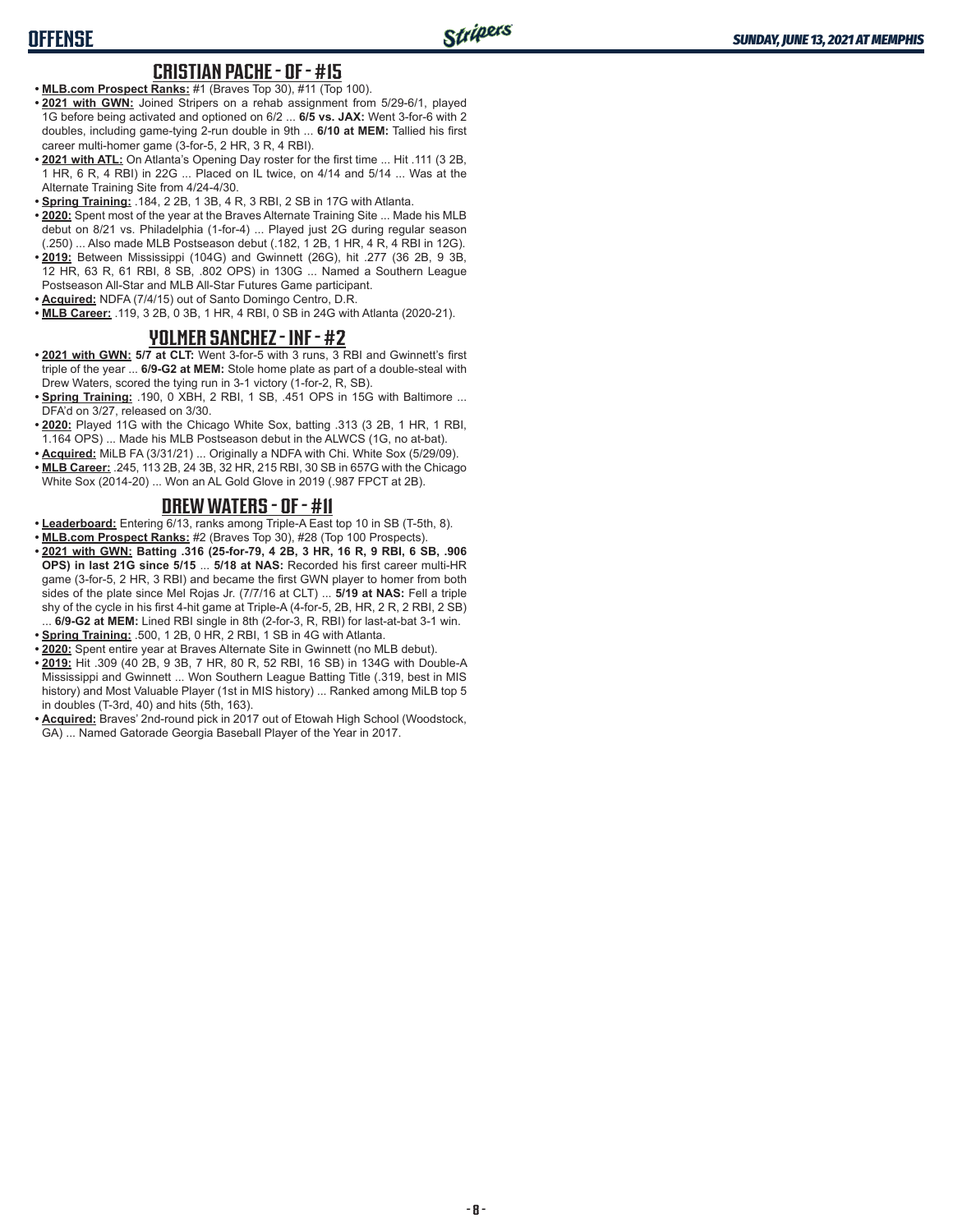## CRISTIAN PACHE - OF - #15

- **MLB.com Prospect Ranks:** #1 (Braves Top 30), #11 (Top 100).
- **2021 with GWN:** Joined Stripers on a rehab assignment from 5/29-6/1, played 1G before being activated and optioned on 6/2 ... **6/5 vs. JAX:** Went 3-for-6 with 2 doubles, including game-tying 2-run double in 9th ... **6/10 at MEM:** Tallied his first career multi-homer game (3-for-5, 2 HR, 3 R, 4 RBI).
- **2021 with ATL:** On Atlanta's Opening Day roster for the first time ... Hit .111 (3 2B, 1 HR, 6 R, 4 RBI) in 22G ... Placed on IL twice, on 4/14 and 5/14 ... Was at the Alternate Training Site from 4/24-4/30.
- **Spring Training:** .184, 2 2B, 1 3B, 4 R, 3 RBI, 2 SB in 17G with Atlanta.
- **2020:** Spent most of the year at the Braves Alternate Training Site ... Made his MLB debut on 8/21 vs. Philadelphia (1-for-4) ... Played just 2G during regular season (.250) ... Also made MLB Postseason debut (.182, 1 2B, 1 HR, 4 R, 4 RBI in 12G).
- **2019:** Between Mississippi (104G) and Gwinnett (26G), hit .277 (36 2B, 9 3B, 12 HR, 63 R, 61 RBI, 8 SB, .802 OPS) in 130G ... Named a Southern League Postseason All-Star and MLB All-Star Futures Game participant.
- **Acquired:** NDFA (7/4/15) out of Santo Domingo Centro, D.R.
- **MLB Career:** .119, 3 2B, 0 3B, 1 HR, 4 RBI, 0 SB in 24G with Atlanta (2020-21).

## YOLMER SANCHEZ - INF - #2

- **2021 with GWN:** **5/7 at CLT:** Went 3-for-5 with 3 runs, 3 RBI and Gwinnett's first triple of the year ... **6/9-G2 at MEM:** Stole home plate as part of a double-steal with Drew Waters, scored the tying run in 3-1 victory (1-for-2, R, SB).
- **Spring Training:** .190, 0 XBH, 2 RBI, 1 SB, .451 OPS in 15G with Baltimore ... DFA'd on 3/27, released on 3/30.
- **2020:** Played 11G with the Chicago White Sox, batting .313 (3 2B, 1 HR, 1 RBI, 1.164 OPS) ... Made his MLB Postseason debut in the ALWCS (1G, no at-bat).
- **Acquired:** MiLB FA (3/31/21) ... Originally a NDFA with Chi. White Sox (5/29/09).
- **MLB Career:** .245, 113 2B, 24 3B, 32 HR, 215 RBI, 30 SB in 657G with the Chicago White Sox (2014-20) ... Won an AL Gold Glove in 2019 (.987 FPCT at 2B).

## DREW WATERS - OF - #11

- **Leaderboard:** Entering 6/13, ranks among Triple-A East top 10 in SB (T-5th, 8).
- **MLB.com Prospect Ranks:** #2 (Braves Top 30), #28 (Top 100 Prospects).
- **2021 with GWN:** **Batting .316 (25-for-79, 4 2B, 3 HR, 16 R, 9 RBI, 6 SB, .906 OPS) in last 21G since 5/15** ... **5/18 at NAS:** Recorded his first career multi-HR game (3-for-5, 2 HR, 3 RBI) and became the first GWN player to homer from both sides of the plate since Mel Rojas Jr. (7/7/16 at CLT) ... **5/19 at NAS:** Fell a triple shy of the cycle in his first 4-hit game at Triple-A (4-for-5, 2B, HR, 2 R, 2 RBI, 2 SB) ... **6/9-G2 at MEM:** Lined RBI single in 8th (2-for-3, R, RBI) for last-at-bat 3-1 win.
- **Spring Training:** .500, 1 2B, 0 HR, 2 RBI, 1 SB in 4G with Atlanta.
- **2020:** Spent entire year at Braves Alternate Site in Gwinnett (no MLB debut).
- **2019:** Hit .309 (40 2B, 9 3B, 7 HR, 80 R, 52 RBI, 16 SB) in 134G with Double-A Mississippi and Gwinnett ... Won Southern League Batting Title (.319, best in MIS history) and Most Valuable Player (1st in MIS history) ... Ranked among MiLB top 5 in doubles (T-3rd, 40) and hits (5th, 163).
- **Acquired:** Braves' 2nd-round pick in 2017 out of Etowah High School (Woodstock, GA) ... Named Gatorade Georgia Baseball Player of the Year in 2017.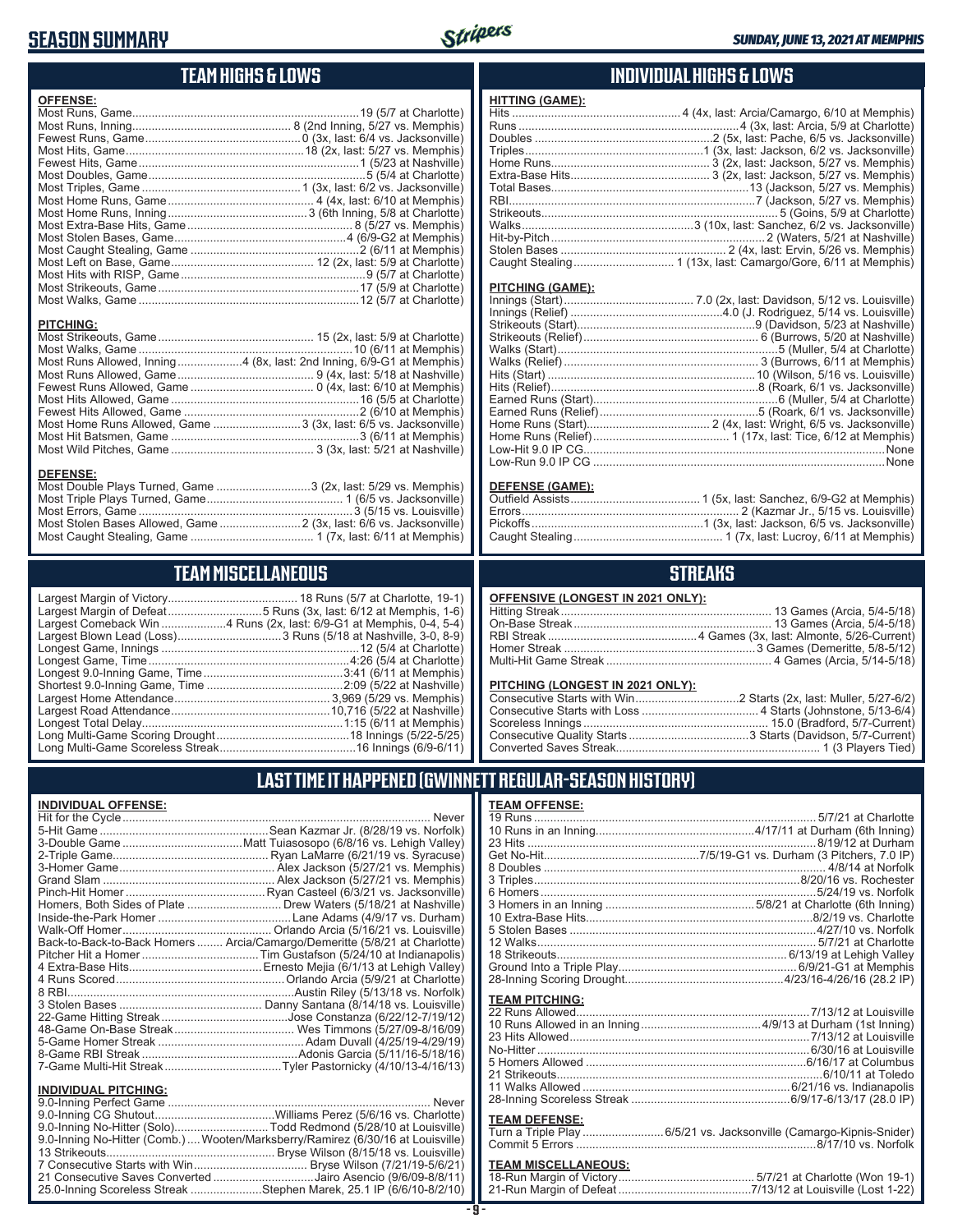# SEASON SUMMARY

*SUNDAY, JUNE 13, 2021 AT MEMPHIS*

## TEAM HIGHS & LOWS

### OFFENSE:

| Category | Record |
|---|---|
| Most Runs, Game | 19 (5/7 at Charlotte) |
| Most Runs, Inning | 8 (2nd Inning, 5/27 vs. Memphis) |
| Fewest Runs, Game | 0 (3x, last: 6/4 vs. Jacksonville) |
| Most Hits, Game | 18 (2x, last: 5/27 vs. Memphis) |
| Fewest Hits, Game | 1 (5/23 at Nashville) |
| Most Doubles, Game | 5 (5/4 at Charlotte) |
| Most Triples, Game | 1 (3x, last: 6/2 vs. Jacksonville) |
| Most Home Runs, Game | 4 (4x, last: 6/10 at Memphis) |
| Most Home Runs, Inning | 3 (6th Inning, 5/8 at Charlotte) |
| Most Extra-Base Hits, Game | 8 (5/27 vs. Memphis) |
| Most Stolen Bases, Game | 4 (6/9-G2 at Memphis) |
| Most Caught Stealing, Game | 2 (6/11 at Memphis) |
| Most Left on Base, Game | 12 (2x, last: 5/9 at Charlotte) |
| Most Hits with RISP, Game | 9 (5/7 at Charlotte) |
| Most Strikeouts, Game | 17 (5/9 at Charlotte) |
| Most Walks, Game | 12 (5/7 at Charlotte) |

### PITCHING:

| Category | Record |
|---|---|
| Most Strikeouts, Game | 15 (2x, last: 5/9 at Charlotte) |
| Most Walks, Game | 10 (6/11 at Memphis) |
| Most Runs Allowed, Inning | 4 (8x, last: 2nd Inning, 6/9-G1 at Memphis) |
| Most Runs Allowed, Game | 9 (4x, last: 5/18 at Nashville) |
| Fewest Runs Allowed, Game | 0 (4x, last: 6/10 at Memphis) |
| Most Hits Allowed, Game | 16 (5/5 at Charlotte) |
| Fewest Hits Allowed, Game | 2 (6/10 at Memphis) |
| Most Home Runs Allowed, Game | 3 (3x, last: 6/5 vs. Jacksonville) |
| Most Hit Batsmen, Game | 3 (6/11 at Memphis) |
| Most Wild Pitches, Game | 3 (3x, last: 5/21 at Nashville) |

### DEFENSE:

| Category | Record |
|---|---|
| Most Double Plays Turned, Game | 3 (2x, last: 5/29 vs. Memphis) |
| Most Triple Plays Turned, Game | 1 (6/5 vs. Jacksonville) |
| Most Errors, Game | 3 (5/15 vs. Louisville) |
| Most Stolen Bases Allowed, Game | 2 (3x, last: 6/6 vs. Jacksonville) |
| Most Caught Stealing, Game | 1 (7x, last: 6/11 at Memphis) |

## INDIVIDUAL HIGHS & LOWS

### HITTING (GAME):

| Category | Record |
|---|---|
| Hits | 4 (4x, last: Arcia/Camargo, 6/10 at Memphis) |
| Runs | 4 (3x, last: Arcia, 5/9 at Charlotte) |
| Doubles | 2 (5x, last: Pache, 6/5 vs. Jacksonville) |
| Triples | 1 (3x, last: Jackson, 6/2 vs. Jacksonville) |
| Home Runs | 3 (2x, last: Jackson, 5/27 vs. Memphis) |
| Extra-Base Hits | 3 (2x, last: Jackson, 5/27 vs. Memphis) |
| Total Bases | 13 (Jackson, 5/27 vs. Memphis) |
| RBI | 7 (Jackson, 5/27 vs. Memphis) |
| Strikeouts | 5 (Goins, 5/9 at Charlotte) |
| Walks | 3 (10x, last: Sanchez, 6/2 vs. Jacksonville) |
| Hit-by-Pitch | 2 (Waters, 5/21 at Nashville) |
| Stolen Bases | 2 (4x, last: Ervin, 5/26 vs. Memphis) |
| Caught Stealing | 1 (13x, last: Camargo/Gore, 6/11 at Memphis) |

### PITCHING (GAME):

| Category | Record |
|---|---|
| Innings (Start) | 7.0 (2x, last: Davidson, 5/12 vs. Louisville) |
| Innings (Relief) | 4.0 (J. Rodriguez, 5/14 vs. Louisville) |
| Strikeouts (Start) | 9 (Davidson, 5/23 at Nashville) |
| Strikeouts (Relief) | 6 (Burrows, 5/20 at Nashville) |
| Walks (Start) | 5 (Muller, 5/4 at Charlotte) |
| Walks (Relief) | 3 (Burrows, 6/11 at Memphis) |
| Hits (Start) | 10 (Wilson, 5/16 vs. Louisville) |
| Hits (Relief) | 8 (Roark, 6/1 vs. Jacksonville) |
| Earned Runs (Start) | 6 (Muller, 5/4 at Charlotte) |
| Earned Runs (Relief) | 5 (Roark, 6/1 vs. Jacksonville) |
| Home Runs (Start) | 2 (4x, last: Wright, 6/5 vs. Jacksonville) |
| Home Runs (Relief) | 1 (17x, last: Tice, 6/12 at Memphis) |
| Low-Hit 9.0 IP CG | None |
| Low-Run 9.0 IP CG | None |

### DEFENSE (GAME):

| Category | Record |
|---|---|
| Outfield Assists | 1 (5x, last: Sanchez, 6/9-G2 at Memphis) |
| Errors | 2 (Kazmar Jr., 5/15 vs. Louisville) |
| Pickoffs | 1 (3x, last: Jackson, 6/5 vs. Jacksonville) |
| Caught Stealing | 1 (7x, last: Lucroy, 6/11 at Memphis) |

## TEAM MISCELLANEOUS

| Category | Record |
|---|---|
| Largest Margin of Victory | 18 Runs (5/7 at Charlotte, 19-1) |
| Largest Margin of Defeat | 5 Runs (3x, last: 6/12 at Memphis, 1-6) |
| Largest Comeback Win | 4 Runs (2x, last: 6/9-G1 at Memphis, 0-4, 5-4) |
| Largest Blown Lead (Loss) | 3 Runs (5/18 at Nashville, 3-0, 8-9) |
| Longest Game, Innings | 12 (5/4 at Charlotte) |
| Longest Game, Time | 4:26 (5/4 at Charlotte) |
| Longest 9.0-Inning Game, Time | 3:41 (6/11 at Memphis) |
| Shortest 9.0-Inning Game, Time | 2:09 (5/22 at Nashville) |
| Largest Home Attendance | 3,969 (5/29 vs. Memphis) |
| Largest Road Attendance | 10,716 (5/22 at Nashville) |
| Longest Total Delay | 1:15 (6/11 at Memphis) |
| Long Multi-Game Scoring Drought | 18 Innings (5/22-5/25) |
| Long Multi-Game Scoreless Streak | 16 Innings (6/9-6/11) |

## STREAKS

### OFFENSIVE (LONGEST IN 2021 ONLY):

| Category | Record |
|---|---|
| Hitting Streak | 13 Games (Arcia, 5/4-5/18) |
| On-Base Streak | 13 Games (Arcia, 5/4-5/18) |
| RBI Streak | 4 Games (3x, last: Almonte, 5/26-Current) |
| Homer Streak | 3 Games (Demeritte, 5/8-5/12) |
| Multi-Hit Game Streak | 4 Games (Arcia, 5/14-5/18) |

### PITCHING (LONGEST IN 2021 ONLY):

| Category | Record |
|---|---|
| Consecutive Starts with Win | 2 Starts (2x, last: Muller, 5/27-6/2) |
| Consecutive Starts with Loss | 4 Starts (Johnstone, 5/13-6/4) |
| Scoreless Innings | 15.0 (Bradford, 5/7-Current) |
| Consecutive Quality Starts | 3 Starts (Davidson, 5/7-Current) |
| Converted Saves Streak | 1 (3 Players Tied) |

## LAST TIME IT HAPPENED (GWINNETT REGULAR-SEASON HISTORY)

### INDIVIDUAL OFFENSE:

| Category | Record |
|---|---|
| Hit for the Cycle | Never |
| 5-Hit Game | Sean Kazmar Jr. (8/28/19 vs. Norfolk) |
| 3-Double Game | Matt Tuiasosopo (6/8/16 vs. Lehigh Valley) |
| 2-Triple Game | Ryan LaMarre (6/21/19 vs. Syracuse) |
| 3-Homer Game | Alex Jackson (5/27/21 vs. Memphis) |
| Grand Slam | Alex Jackson (5/27/21 vs. Memphis) |
| Pinch-Hit Homer | Ryan Casteel (6/3/21 vs. Jacksonville) |
| Homers, Both Sides of Plate | Drew Waters (5/18/21 at Nashville) |
| Inside-the-Park Homer | Lane Adams (4/9/17 vs. Durham) |
| Walk-Off Homer | Orlando Arcia (5/16/21 vs. Louisville) |
| Back-to-Back-to-Back Homers | Arcia/Camargo/Demeritte (5/8/21 at Charlotte) |
| Pitcher Hit a Homer | Tim Gustafson (5/24/10 at Indianapolis) |
| 4 Extra-Base Hits | Ernesto Mejia (6/1/13 at Lehigh Valley) |
| 4 Runs Scored | Orlando Arcia (5/9/21 at Charlotte) |
| 8 RBI | Austin Riley (5/13/18 vs. Norfolk) |
| 3 Stolen Bases | Danny Santana (8/14/18 vs. Louisville) |
| 22-Game Hitting Streak | Jose Constanza (6/22/12-7/19/12) |
| 48-Game On-Base Streak | Wes Timmons (5/27/09-8/16/09) |
| 5-Game Homer Streak | Adam Duvall (4/25/19-4/29/19) |
| 8-Game RBI Streak | Adonis Garcia (5/11/16-5/18/16) |
| 7-Game Multi-Hit Streak | Tyler Pastornicky (4/10/13-4/16/13) |

### INDIVIDUAL PITCHING:

| Category | Record |
|---|---|
| 9.0-Inning Perfect Game | Never |
| 9.0-Inning CG Shutout | Williams Perez (5/6/16 vs. Charlotte) |
| 9.0-Inning No-Hitter (Solo) | Todd Redmond (5/28/10 at Louisville) |
| 9.0-Inning No-Hitter (Comb.) | Wooten/Marksberry/Ramirez (6/30/16 at Louisville) |
| 13 Strikeouts | Bryse Wilson (8/15/18 vs. Louisville) |
| 7 Consecutive Starts with Win | Bryse Wilson (7/21/19-5/6/21) |
| 21 Consecutive Saves Converted | Jairo Asencio (9/6/09-8/8/11) |
| 25.0-Inning Scoreless Streak | Stephen Marek, 25.1 IP (6/6/10-8/2/10) |

### TEAM OFFENSE:

| Category | Record |
|---|---|
| 19 Runs | 5/7/21 at Charlotte |
| 10 Runs in an Inning | 4/17/11 at Durham (6th Inning) |
| 23 Hits | 8/19/12 at Durham |
| Get No-Hit | 7/5/19-G1 vs. Durham (3 Pitchers, 7.0 IP) |
| 8 Doubles | 4/8/14 at Norfolk |
| 3 Triples | 8/20/16 vs. Rochester |
| 6 Homers | 5/24/19 vs. Norfolk |
| 3 Homers in an Inning | 5/8/21 at Charlotte (6th Inning) |
| 10 Extra-Base Hits | 8/2/19 vs. Charlotte |
| 5 Stolen Bases | 4/27/10 vs. Norfolk |
| 12 Walks | 5/7/21 at Charlotte |
| 18 Strikeouts | 6/13/19 at Lehigh Valley |
| Ground Into a Triple Play | 6/9/21-G1 at Memphis |
| 28-Inning Scoring Drought | 4/23/16-4/26/16 (28.2 IP) |

### TEAM PITCHING:

| Category | Record |
|---|---|
| 22 Runs Allowed | 7/13/12 at Louisville |
| 10 Runs Allowed in an Inning | 4/9/13 at Durham (1st Inning) |
| 23 Hits Allowed | 7/13/12 at Louisville |
| No-Hitter | 6/30/16 at Louisville |
| 5 Homers Allowed | 6/16/17 at Columbus |
| 21 Strikeouts | 6/10/11 at Toledo |
| 11 Walks Allowed | 6/21/16 vs. Indianapolis |
| 28-Inning Scoreless Streak | 6/9/17-6/13/17 (28.0 IP) |

### TEAM DEFENSE:

| Category | Record |
|---|---|
| Turn a Triple Play | 6/5/21 vs. Jacksonville (Camargo-Kipnis-Snider) |
| Commit 5 Errors | 8/17/10 vs. Norfolk |

### TEAM MISCELLANEOUS:

| Category | Record |
|---|---|
| 18-Run Margin of Victory | 5/7/21 at Charlotte (Won 19-1) |
| 21-Run Margin of Defeat | 7/13/12 at Louisville (Lost 1-22) |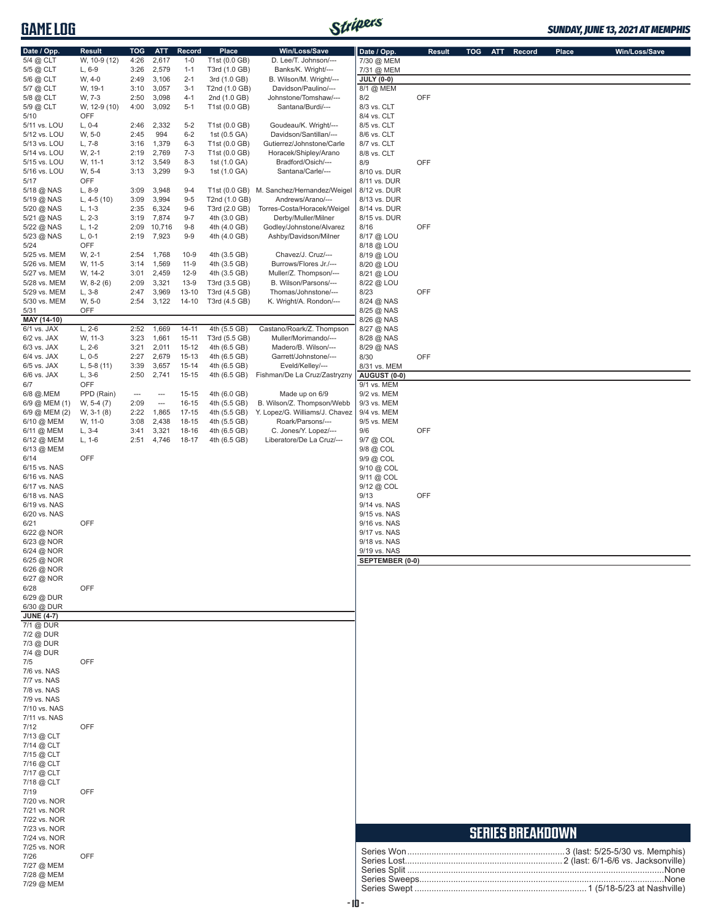# GAME LOG

***SUNDAY, JUNE 13, 2021 AT MEMPHIS***

| Date / Opp. | Result | TOG | ATT | Record | Place | Win/Loss/Save |
|---|---|---|---|---|---|---|
| 5/4 @ CLT | W, 10-9 (12) | 4:26 | 2,617 | 1-0 | T1st (0.0 GB) | D. Lee/T. Johnson/--- |
| 5/5 @ CLT | L, 6-9 | 3:26 | 2,579 | 1-1 | T3rd (1.0 GB) | Banks/K. Wright/--- |
| 5/6 @ CLT | W, 4-0 | 2:49 | 3,106 | 2-1 | 3rd (1.0 GB) | B. Wilson/M. Wright/--- |
| 5/7 @ CLT | W, 19-1 | 3:10 | 3,057 | 3-1 | T2nd (1.0 GB) | Davidson/Paulino/--- |
| 5/8 @ CLT | W, 7-3 | 2:50 | 3,098 | 4-1 | 2nd (1.0 GB) | Johnstone/Tomshaw/--- |
| 5/9 @ CLT | W, 12-9 (10) | 4:00 | 3,092 | 5-1 | T1st (0.0 GB) | Santana/Burdi/--- |
| 5/10 | OFF | | | | | |
| 5/11 vs. LOU | L, 0-4 | 2:46 | 2,332 | 5-2 | T1st (0.0 GB) | Goudeau/K. Wright/--- |
| 5/12 vs. LOU | W, 5-0 | 2:45 | 994 | 6-2 | 1st (0.5 GA) | Davidson/Santillan/--- |
| 5/13 vs. LOU | L, 7-8 | 3:16 | 1,379 | 6-3 | T1st (0.0 GB) | Gutierrez/Johnstone/Carle |
| 5/14 vs. LOU | W, 2-1 | 2:19 | 2,769 | 7-3 | T1st (0.0 GB) | Horacek/Shipley/Arano |
| 5/15 vs. LOU | W, 11-1 | 3:12 | 3,549 | 8-3 | 1st (1.0 GA) | Bradford/Osich/--- |
| 5/16 vs. LOU | W, 5-4 | 3:13 | 3,299 | 9-3 | 1st (1.0 GA) | Santana/Carle/--- |
| 5/17 | OFF | | | | | |
| 5/18 @ NAS | L, 8-9 | 3:09 | 3,948 | 9-4 | T1st (0.0 GB) | M. Sanchez/Hernandez/Weigel |
| 5/19 @ NAS | L, 4-5 (10) | 3:09 | 3,994 | 9-5 | T2nd (1.0 GB) | Andrews/Arano/--- |
| 5/20 @ NAS | L, 1-3 | 2:35 | 6,324 | 9-6 | T3rd (2.0 GB) | Torres-Costa/Horacek/Weigel |
| 5/21 @ NAS | L, 2-3 | 3:19 | 7,874 | 9-7 | 4th (3.0 GB) | Derby/Muller/Milner |
| 5/22 @ NAS | L, 1-2 | 2:09 | 10,716 | 9-8 | 4th (4.0 GB) | Godley/Johnstone/Alvarez |
| 5/23 @ NAS | L, 0-1 | 2:19 | 7,923 | 9-9 | 4th (4.0 GB) | Ashby/Davidson/Milner |
| 5/24 | OFF | | | | | |
| 5/25 vs. MEM | W, 2-1 | 2:54 | 1,768 | 10-9 | 4th (3.5 GB) | Chavez/J. Cruz/--- |
| 5/26 vs. MEM | W, 11-5 | 3:14 | 1,569 | 11-9 | 4th (3.5 GB) | Burrows/Flores Jr./--- |
| 5/27 vs. MEM | W, 14-2 | 3:01 | 2,459 | 12-9 | 4th (3.5 GB) | Muller/Z. Thompson/--- |
| 5/28 vs. MEM | W, 8-2 (6) | 2:09 | 3,321 | 13-9 | T3rd (3.5 GB) | B. Wilson/Parsons/--- |
| 5/29 vs. MEM | L, 3-8 | 2:47 | 3,969 | 13-10 | T3rd (4.5 GB) | Thomas/Johnstone/--- |
| 5/30 vs. MEM | W, 5-0 | 2:54 | 3,122 | 14-10 | T3rd (4.5 GB) | K. Wright/A. Rondon/--- |
| 5/31 | OFF | | | | | |
| **MAY (14-10)** | | | | | | |
| 6/1 vs. JAX | L, 2-6 | 2:52 | 1,669 | 14-11 | 4th (5.5 GB) | Castano/Roark/Z. Thompson |
| 6/2 vs. JAX | W, 11-3 | 3:23 | 1,661 | 15-11 | T3rd (5.5 GB) | Muller/Morimando/--- |
| 6/3 vs. JAX | L, 2-6 | 3:21 | 2,011 | 15-12 | 4th (6.5 GB) | Madero/B. Wilson/--- |
| 6/4 vs. JAX | L, 0-5 | 2:27 | 2,679 | 15-13 | 4th (6.5 GB) | Garrett/Johnstone/--- |
| 6/5 vs. JAX | L, 5-8 (11) | 3:39 | 3,657 | 15-14 | 4th (6.5 GB) | Eveld/Kelley/--- |
| 6/6 vs. JAX | L, 3-6 | 2:50 | 2,741 | 15-15 | 4th (6.5 GB) | Fishman/De La Cruz/Zastryzny |
| 6/7 | OFF | | | | | |
| 6/8 @ MEM | PPD (Rain) | --- | --- | 15-15 | 4th (6.0 GB) | Made up on 6/9 |
| 6/9 @ MEM (1) | W, 5-4 (7) | 2:09 | --- | 16-15 | 4th (5.5 GB) | B. Wilson/Z. Thompson/Webb |
| 6/9 @ MEM (2) | W, 3-1 (8) | 2:22 | 1,865 | 17-15 | 4th (5.5 GB) | Y. Lopez/G. Williams/J. Chavez |
| 6/10 @ MEM | W, 11-0 | 3:08 | 2,438 | 18-15 | 4th (5.5 GB) | Roark/Parsons/--- |
| 6/11 @ MEM | L, 3-4 | 3:41 | 3,321 | 18-16 | 4th (6.5 GB) | C. Jones/Y. Lopez/--- |
| 6/12 @ MEM | L, 1-6 | 2:51 | 4,746 | 18-17 | 4th (6.5 GB) | Liberatore/De La Cruz/--- |
| 6/13 @ MEM | | | | | | |
| 6/14 | OFF | | | | | |
| 6/15 vs. NAS | | | | | | |
| 6/16 vs. NAS | | | | | | |
| 6/17 vs. NAS | | | | | | |
| 6/18 vs. NAS | | | | | | |
| 6/19 vs. NAS | | | | | | |
| 6/20 vs. NAS | | | | | | |
| 6/21 | OFF | | | | | |
| 6/22 @ NOR | | | | | | |
| 6/23 @ NOR | | | | | | |
| 6/24 @ NOR | | | | | | |
| 6/25 @ NOR | | | | | | |
| 6/26 @ NOR | | | | | | |
| 6/27 @ NOR | | | | | | |
| 6/28 | OFF | | | | | |
| 6/29 @ DUR | | | | | | |
| 6/30 @ DUR | | | | | | |
| **JUNE (4-7)** | | | | | | |
| 7/1 @ DUR | | | | | | |
| 7/2 @ DUR | | | | | | |
| 7/3 @ DUR | | | | | | |
| 7/4 @ DUR | | | | | | |
| 7/5 | OFF | | | | | |
| 7/6 vs. NAS | | | | | | |
| 7/7 vs. NAS | | | | | | |
| 7/8 vs. NAS | | | | | | |
| 7/9 vs. NAS | | | | | | |
| 7/10 vs. NAS | | | | | | |
| 7/11 vs. NAS | | | | | | |
| 7/12 | OFF | | | | | |
| 7/13 @ CLT | | | | | | |
| 7/14 @ CLT | | | | | | |
| 7/15 @ CLT | | | | | | |
| 7/16 @ CLT | | | | | | |
| 7/17 @ CLT | | | | | | |
| 7/18 @ CLT | | | | | | |
| 7/19 | OFF | | | | | |
| 7/20 vs. NOR | | | | | | |
| 7/21 vs. NOR | | | | | | |
| 7/22 vs. NOR | | | | | | |
| 7/23 vs. NOR | | | | | | |
| 7/24 vs. NOR | | | | | | |
| 7/25 vs. NOR | | | | | | |
| 7/26 | OFF | | | | | |
| 7/27 @ MEM | | | | | | |
| 7/28 @ MEM | | | | | | |
| 7/29 @ MEM | | | | | | |
| 7/30 @ MEM | | | | | | |
| 7/31 @ MEM | | | | | | |
| **JULY (0-0)** | | | | | | |
| 8/1 @ MEM | | | | | | |
| 8/2 | OFF | | | | | |
| 8/3 vs. CLT | | | | | | |
| 8/4 vs. CLT | | | | | | |
| 8/5 vs. CLT | | | | | | |
| 8/6 vs. CLT | | | | | | |
| 8/7 vs. CLT | | | | | | |
| 8/8 vs. CLT | | | | | | |
| 8/9 | OFF | | | | | |
| 8/10 vs. DUR | | | | | | |
| 8/11 vs. DUR | | | | | | |
| 8/12 vs. DUR | | | | | | |
| 8/13 vs. DUR | | | | | | |
| 8/14 vs. DUR | | | | | | |
| 8/15 vs. DUR | | | | | | |
| 8/16 | OFF | | | | | |
| 8/17 @ LOU | | | | | | |
| 8/18 @ LOU | | | | | | |
| 8/19 @ LOU | | | | | | |
| 8/20 @ LOU | | | | | | |
| 8/21 @ LOU | | | | | | |
| 8/22 @ LOU | | | | | | |
| 8/23 | OFF | | | | | |
| 8/24 @ NAS | | | | | | |
| 8/25 @ NAS | | | | | | |
| 8/26 @ NAS | | | | | | |
| 8/27 @ NAS | | | | | | |
| 8/28 @ NAS | | | | | | |
| 8/29 @ NAS | | | | | | |
| 8/30 | OFF | | | | | |
| 8/31 vs. MEM | | | | | | |
| **AUGUST (0-0)** | | | | | | |
| 9/1 vs. MEM | | | | | | |
| 9/2 vs. MEM | | | | | | |
| 9/3 vs. MEM | | | | | | |
| 9/4 vs. MEM | | | | | | |
| 9/5 vs. MEM | | | | | | |
| 9/6 | OFF | | | | | |
| 9/7 @ COL | | | | | | |
| 9/8 @ COL | | | | | | |
| 9/9 @ COL | | | | | | |
| 9/10 @ COL | | | | | | |
| 9/11 @ COL | | | | | | |
| 9/12 @ COL | | | | | | |
| 9/13 | OFF | | | | | |
| 9/14 vs. NAS | | | | | | |
| 9/15 vs. NAS | | | | | | |
| 9/16 vs. NAS | | | | | | |
| 9/17 vs. NAS | | | | | | |
| 9/18 vs. NAS | | | | | | |
| 9/19 vs. NAS | | | | | | |
| **SEPTEMBER (0-0)** | | | | | | |

## SERIES BREAKDOWN

Series Won ................ 3 (last: 5/25-5/30 vs. Memphis)
Series Lost ................ 2 (last: 6/1-6/6 vs. Jacksonville)
Series Split ................ None
Series Sweeps ................ None
Series Swept ................ 1 (5/18-5/23 at Nashville)